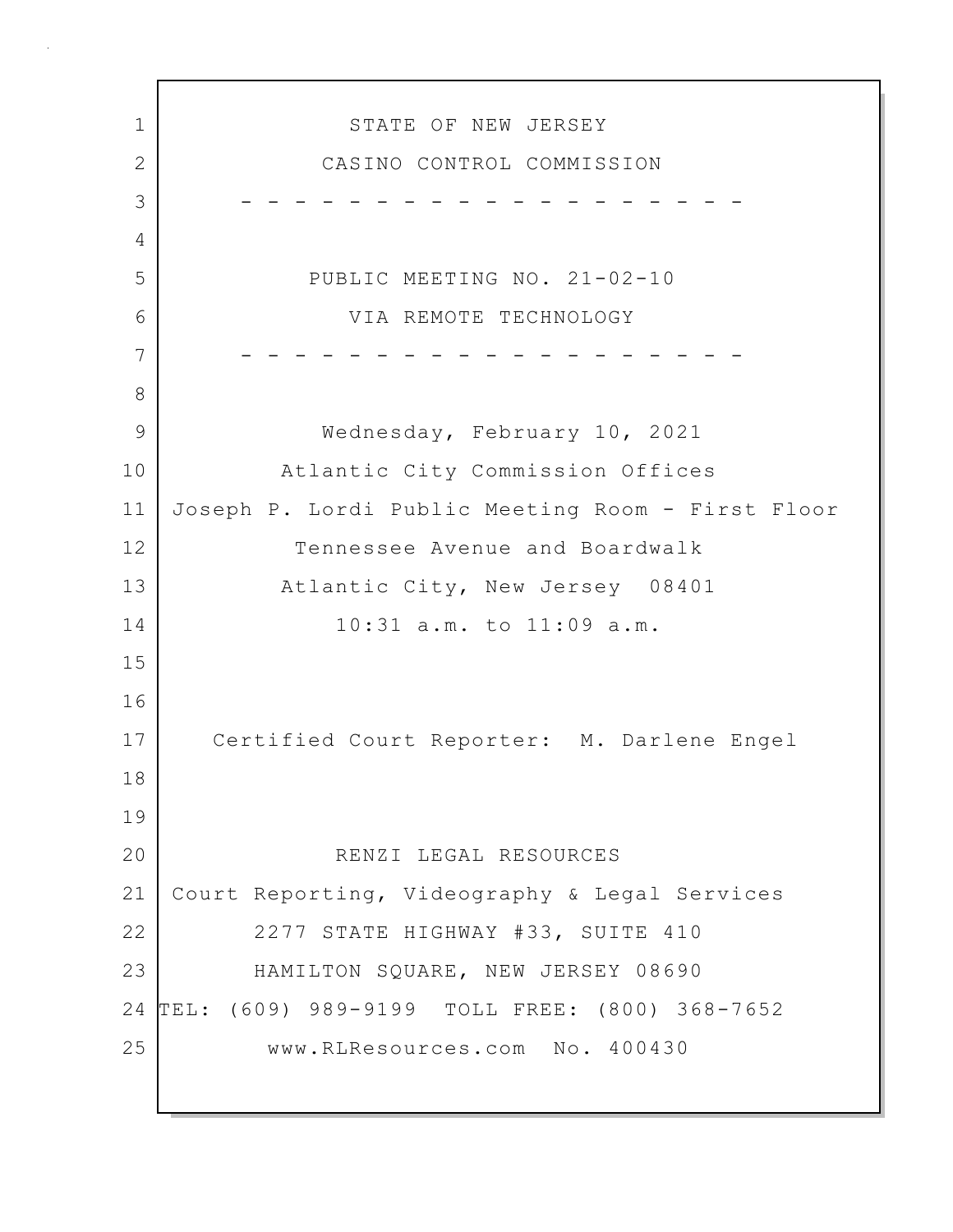STATE OF NEW JERSEY

CASINO CONTROL COMMISSION

- - - - - - - - - - - - - - - - - - - - -

PUBLIC MEETING NO. 21-02-10

VIA REMOTE TECHNOLOGY

- - - - - - - - - - - - - - - - - - - - -

Wednesday, February 10, 2021

Atlantic City Commission Offices

Joseph P. Lordi Public Meeting Room - First Floor

Tennessee Avenue and Boardwalk

Atlantic City, New Jersey 08401

10:31 a.m. to 11:09 a.m.

Certified Court Reporter: M. Darlene Engel

RENZI LEGAL RESOURCES

Court Reporting, Videography & Legal Services

2277 STATE HIGHWAY #33, SUITE 410

HAMILTON SQUARE, NEW JERSEY 08690

TEL: (609) 989-9199 TOLL FREE: (800) 368-7652

www.RLResources.com No. 400430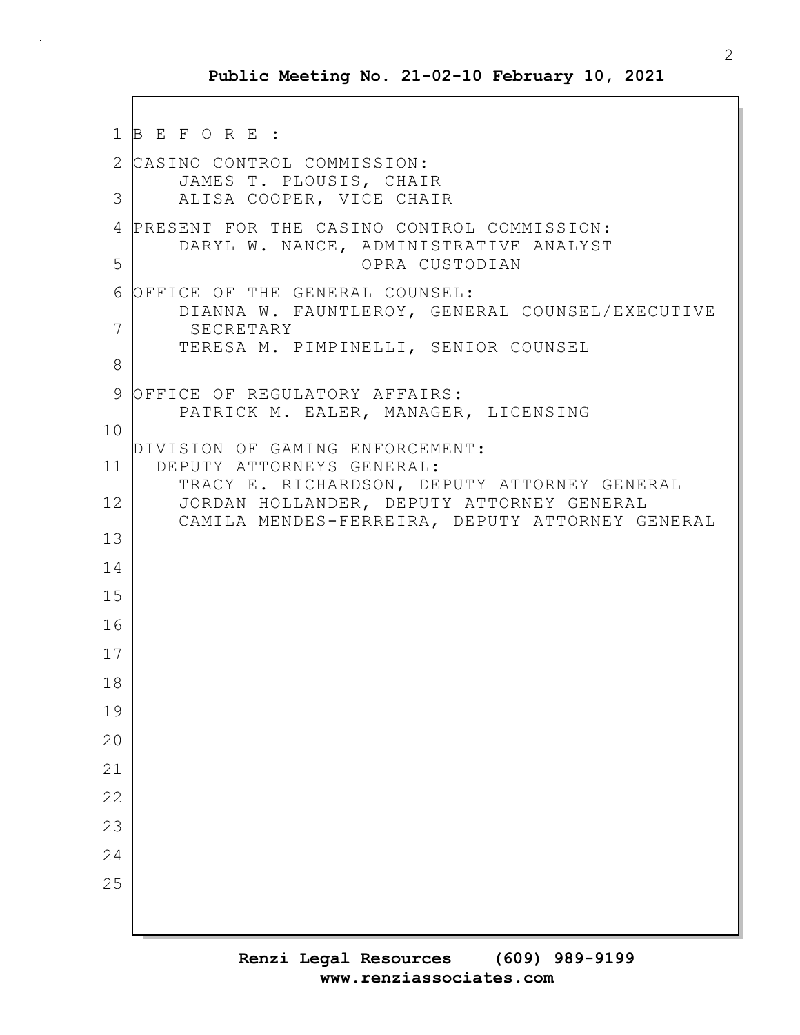B E F O R E :

CASINO CONTROL COMMISSION:
JAMES T. PLOUSIS, CHAIR
ALISA COOPER, VICE CHAIR

PRESENT FOR THE CASINO CONTROL COMMISSION:
DARYL W. NANCE, ADMINISTRATIVE ANALYST
OPRA CUSTODIAN

OFFICE OF THE GENERAL COUNSEL:
DIANNA W. FAUNTLEROY, GENERAL COUNSEL/EXECUTIVE SECRETARY
TERESA M. PIMPINELLI, SENIOR COUNSEL

OFFICE OF REGULATORY AFFAIRS:
PATRICK M. EALER, MANAGER, LICENSING

DIVISION OF GAMING ENFORCEMENT:
DEPUTY ATTORNEYS GENERAL:
TRACY E. RICHARDSON, DEPUTY ATTORNEY GENERAL
JORDAN HOLLANDER, DEPUTY ATTORNEY GENERAL
CAMILA MENDES-FERREIRA, DEPUTY ATTORNEY GENERAL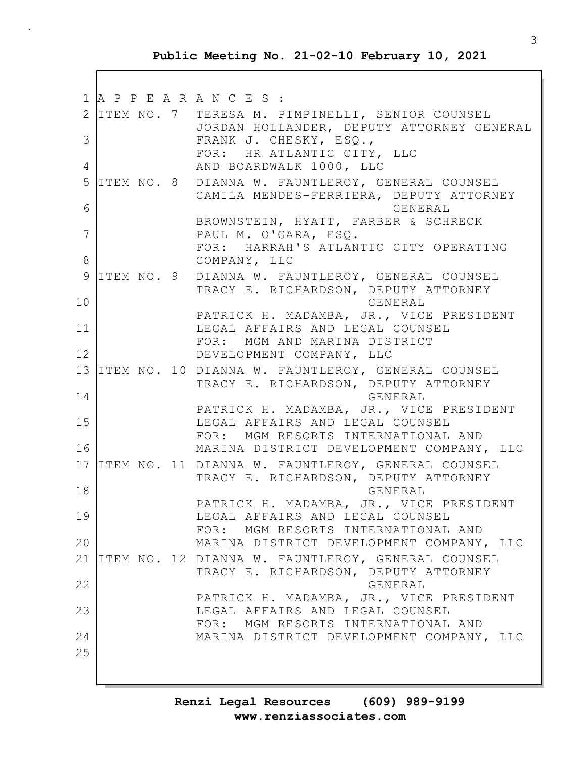APPEARANCES:

**ITEM NO. 7**
TERESA M. PIMPINELLI, SENIOR COUNSEL
JORDAN HOLLANDER, DEPUTY ATTORNEY GENERAL
FRANK J. CHESKY, ESQ.,
FOR: HR ATLANTIC CITY, LLC
AND BOARDWALK 1000, LLC

**ITEM NO. 8**
DIANNA W. FAUNTLEROY, GENERAL COUNSEL
CAMILA MENDES-FERRIERA, DEPUTY ATTORNEY GENERAL
BROWNSTEIN, HYATT, FARBER & SCHRECK
PAUL M. O'GARA, ESQ.
FOR: HARRAH'S ATLANTIC CITY OPERATING COMPANY, LLC

**ITEM NO. 9**
DIANNA W. FAUNTLEROY, GENERAL COUNSEL
TRACY E. RICHARDSON, DEPUTY ATTORNEY GENERAL
PATRICK H. MADAMBA, JR., VICE PRESIDENT
LEGAL AFFAIRS AND LEGAL COUNSEL
FOR: MGM AND MARINA DISTRICT DEVELOPMENT COMPANY, LLC

**ITEM NO. 10**
DIANNA W. FAUNTLEROY, GENERAL COUNSEL
TRACY E. RICHARDSON, DEPUTY ATTORNEY GENERAL
PATRICK H. MADAMBA, JR., VICE PRESIDENT
LEGAL AFFAIRS AND LEGAL COUNSEL
FOR: MGM RESORTS INTERNATIONAL AND
MARINA DISTRICT DEVELOPMENT COMPANY, LLC

**ITEM NO. 11**
DIANNA W. FAUNTLEROY, GENERAL COUNSEL
TRACY E. RICHARDSON, DEPUTY ATTORNEY GENERAL
PATRICK H. MADAMBA, JR., VICE PRESIDENT
LEGAL AFFAIRS AND LEGAL COUNSEL
FOR: MGM RESORTS INTERNATIONAL AND
MARINA DISTRICT DEVELOPMENT COMPANY, LLC

**ITEM NO. 12**
DIANNA W. FAUNTLEROY, GENERAL COUNSEL
TRACY E. RICHARDSON, DEPUTY ATTORNEY GENERAL
PATRICK H. MADAMBA, JR., VICE PRESIDENT
LEGAL AFFAIRS AND LEGAL COUNSEL
FOR: MGM RESORTS INTERNATIONAL AND
MARINA DISTRICT DEVELOPMENT COMPANY, LLC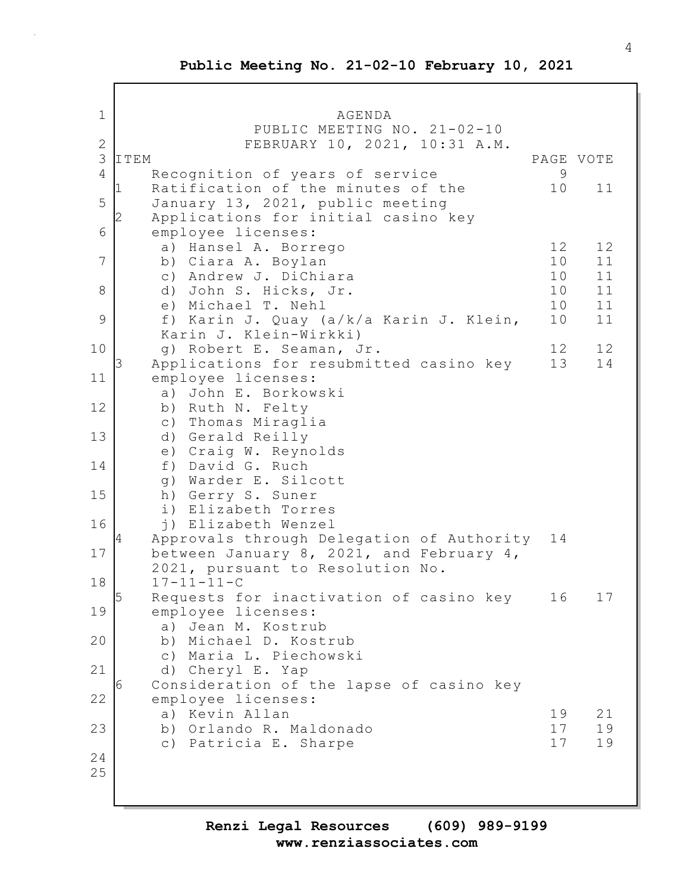**Public Meeting No. 21-02-10 February 10, 2021**

AGENDA
PUBLIC MEETING NO. 21-02-10
FEBRUARY 10, 2021, 10:31 A.M.

| ITEM | | PAGE | VOTE |
|---|---|---|---|
| | Recognition of years of service | 9 | |
| 1 | Ratification of the minutes of the January 13, 2021, public meeting | 10 | 11 |
| 2 | Applications for initial casino key employee licenses: | | |
| | a) Hansel A. Borrego | 12 | 12 |
| | b) Ciara A. Boylan | 10 | 11 |
| | c) Andrew J. DiChiara | 10 | 11 |
| | d) John S. Hicks, Jr. | 10 | 11 |
| | e) Michael T. Nehl | 10 | 11 |
| | f) Karin J. Quay (a/k/a Karin J. Klein, Karin J. Klein-Wirkki) | 10 | 11 |
| | g) Robert E. Seaman, Jr. | 12 | 12 |
| 3 | Applications for resubmitted casino key employee licenses: | 13 | 14 |
| | a) John E. Borkowski | | |
| | b) Ruth N. Felty | | |
| | c) Thomas Miraglia | | |
| | d) Gerald Reilly | | |
| | e) Craig W. Reynolds | | |
| | f) David G. Ruch | | |
| | g) Warder E. Silcott | | |
| | h) Gerry S. Suner | | |
| | i) Elizabeth Torres | | |
| | j) Elizabeth Wenzel | | |
| 4 | Approvals through Delegation of Authority between January 8, 2021, and February 4, 2021, pursuant to Resolution No. 17-11-11-C | 14 | |
| 5 | Requests for inactivation of casino key employee licenses: | 16 | 17 |
| | a) Jean M. Kostrub | | |
| | b) Michael D. Kostrub | | |
| | c) Maria L. Piechowski | | |
| | d) Cheryl E. Yap | | |
| 6 | Consideration of the lapse of casino key employee licenses: | | |
| | a) Kevin Allan | 19 | 21 |
| | b) Orlando R. Maldonado | 17 | 19 |
| | c) Patricia E. Sharpe | 17 | 19 |

**Renzi Legal Resources (609) 989-9199**
**www.renziassociates.com**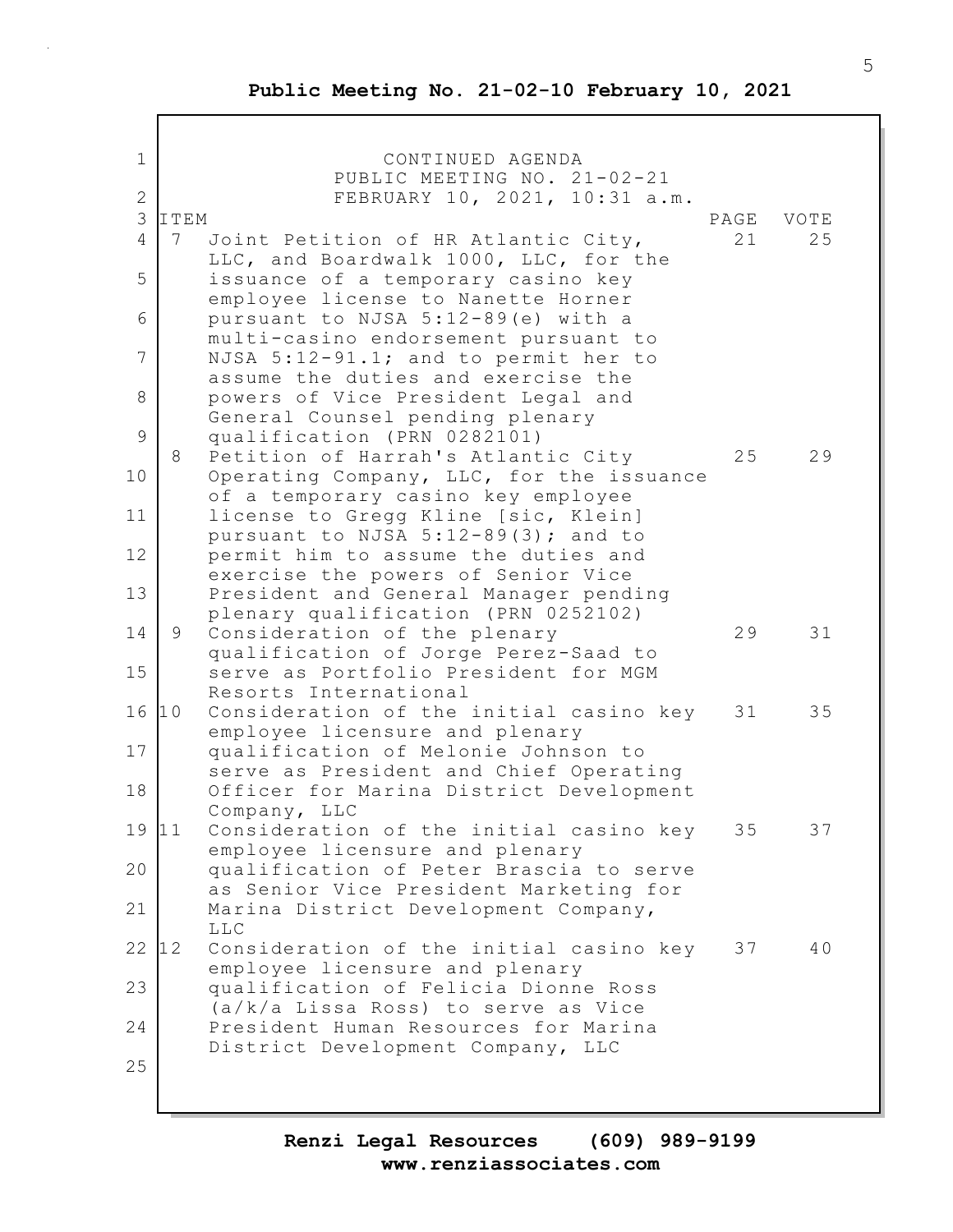**Public Meeting No. 21-02-10 February 10, 2021**

CONTINUED AGENDA
PUBLIC MEETING NO. 21-02-21
FEBRUARY 10, 2021, 10:31 a.m.

| ITEM | | PAGE | VOTE |
|---|---|---|---|
| 7 | Joint Petition of HR Atlantic City, LLC, and Boardwalk 1000, LLC, for the issuance of a temporary casino key employee license to Nanette Horner pursuant to NJSA 5:12-89(e) with a multi-casino endorsement pursuant to NJSA 5:12-91.1; and to permit her to assume the duties and exercise the powers of Vice President Legal and General Counsel pending plenary qualification (PRN 0282101) | 21 | 25 |
| 8 | Petition of Harrah's Atlantic City Operating Company, LLC, for the issuance of a temporary casino key employee license to Gregg Kline [sic, Klein] pursuant to NJSA 5:12-89(3); and to permit him to assume the duties and exercise the powers of Senior Vice President and General Manager pending plenary qualification (PRN 0252102) | 25 | 29 |
| 9 | Consideration of the plenary qualification of Jorge Perez-Saad to serve as Portfolio President for MGM Resorts International | 29 | 31 |
| 10 | Consideration of the initial casino key employee licensure and plenary qualification of Melonie Johnson to serve as President and Chief Operating Officer for Marina District Development Company, LLC | 31 | 35 |
| 11 | Consideration of the initial casino key employee licensure and plenary qualification of Peter Brascia to serve as Senior Vice President Marketing for Marina District Development Company, LLC | 35 | 37 |
| 12 | Consideration of the initial casino key employee licensure and plenary qualification of Felicia Dionne Ross (a/k/a Lissa Ross) to serve as Vice President Human Resources for Marina District Development Company, LLC | 37 | 40 |

**Renzi Legal Resources (609) 989-9199**
**www.renziassociates.com**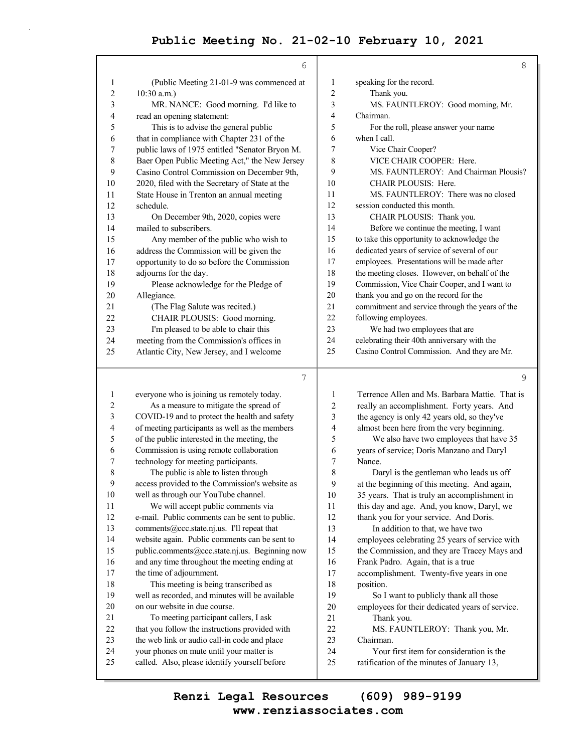(Public Meeting 21-01-9 was commenced at 10:30 a.m.)

MR. NANCE: Good morning. I'd like to read an opening statement:

This is to advise the general public that in compliance with Chapter 231 of the public laws of 1975 entitled "Senator Bryon M. Baer Open Public Meeting Act," the New Jersey Casino Control Commission on December 9th, 2020, filed with the Secretary of State at the State House in Trenton an annual meeting schedule.

On December 9th, 2020, copies were mailed to subscribers.

Any member of the public who wish to address the Commission will be given the opportunity to do so before the Commission adjourns for the day.

Please acknowledge for the Pledge of Allegiance.

(The Flag Salute was recited.)

CHAIR PLOUSIS: Good morning.

I'm pleased to be able to chair this meeting from the Commission's offices in Atlantic City, New Jersey, and I welcome everyone who is joining us remotely today.

As a measure to mitigate the spread of COVID-19 and to protect the health and safety of meeting participants as well as the members of the public interested in the meeting, the Commission is using remote collaboration technology for meeting participants.

The public is able to listen through access provided to the Commission's website as well as through our YouTube channel.

We will accept public comments via e-mail. Public comments can be sent to public.comments@ccc.state.nj.us. I'll repeat that website again. Public comments can be sent to public.comments@ccc.state.nj.us. Beginning now and any time throughout the meeting ending at the time of adjournment.

This meeting is being transcribed as well as recorded, and minutes will be available on our website in due course.

To meeting participant callers, I ask that you follow the instructions provided with the web link or audio call-in code and place your phones on mute until your matter is called. Also, please identify yourself before speaking for the record.

Thank you.

MS. FAUNTLEROY: Good morning, Mr. Chairman.

For the roll, please answer your name when I call.

Vice Chair Cooper?

VICE CHAIR COOPER: Here.

MS. FAUNTLEROY: And Chairman Plousis?

CHAIR PLOUSIS: Here.

MS. FAUNTLEROY: There was no closed session conducted this month.

CHAIR PLOUSIS: Thank you.

Before we continue the meeting, I want to take this opportunity to acknowledge the dedicated years of service of several of our employees. Presentations will be made after the meeting closes. However, on behalf of the Commission, Vice Chair Cooper, and I want to thank you and go on the record for the commitment and service through the years of the following employees.

We had two employees that are celebrating their 40th anniversary with the Casino Control Commission. And they are Mr. Terrence Allen and Ms. Barbara Mattie. That is really an accomplishment. Forty years. And the agency is only 42 years old, so they've almost been here from the very beginning.

We also have two employees that have 35 years of service; Doris Manzano and Daryl Nance.

Daryl is the gentleman who leads us off at the beginning of this meeting. And again, 35 years. That is truly an accomplishment in this day and age. And, you know, Daryl, we thank you for your service. And Doris.

In addition to that, we have two employees celebrating 25 years of service with the Commission, and they are Tracey Mays and Frank Padro. Again, that is a true accomplishment. Twenty-five years in one position.

So I want to publicly thank all those employees for their dedicated years of service.

Thank you.

MS. FAUNTLEROY: Thank you, Mr. Chairman.

Your first item for consideration is the ratification of the minutes of January 13,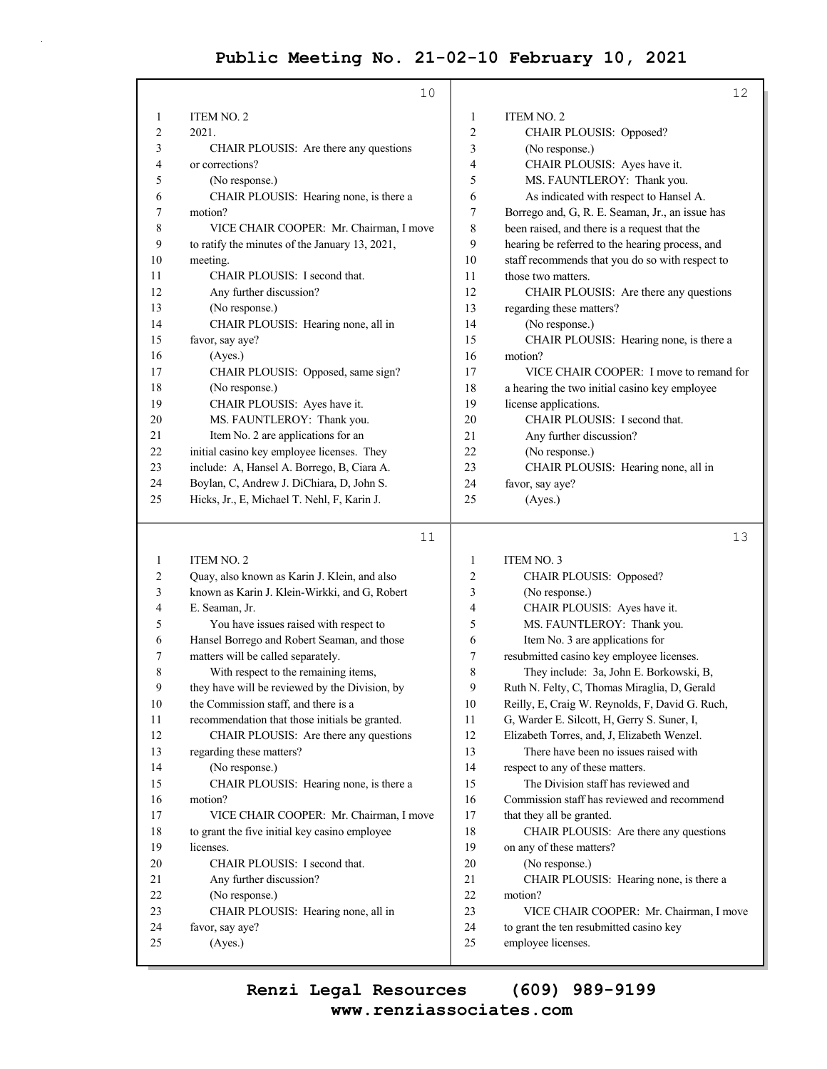ITEM NO. 2

2021.

CHAIR PLOUSIS: Are there any questions or corrections?

(No response.)

CHAIR PLOUSIS: Hearing none, is there a motion?

VICE CHAIR COOPER: Mr. Chairman, I move to ratify the minutes of the January 13, 2021, meeting.

CHAIR PLOUSIS: I second that.

Any further discussion?

(No response.)

CHAIR PLOUSIS: Hearing none, all in favor, say aye?

(Ayes.)

CHAIR PLOUSIS: Opposed, same sign?

(No response.)

CHAIR PLOUSIS: Ayes have it.

MS. FAUNTLEROY: Thank you.

Item No. 2 are applications for an initial casino key employee licenses. They include: A, Hansel A. Borrego, B, Ciara A. Boylan, C, Andrew J. DiChiara, D, John S. Hicks, Jr., E, Michael T. Nehl, F, Karin J. Quay, also known as Karin J. Klein, and also known as Karin J. Klein-Wirkki, and G, Robert E. Seaman, Jr.

You have issues raised with respect to Hansel Borrego and Robert Seaman, and those matters will be called separately.

With respect to the remaining items, they have will be reviewed by the Division, by the Commission staff, and there is a recommendation that those initials be granted.

CHAIR PLOUSIS: Are there any questions regarding these matters?

(No response.)

CHAIR PLOUSIS: Hearing none, is there a motion?

VICE CHAIR COOPER: Mr. Chairman, I move to grant the five initial key casino employee licenses.

CHAIR PLOUSIS: I second that.

Any further discussion?

(No response.)

CHAIR PLOUSIS: Hearing none, all in favor, say aye?

(Ayes.)

CHAIR PLOUSIS: Opposed?

(No response.)

CHAIR PLOUSIS: Ayes have it.

MS. FAUNTLEROY: Thank you.

As indicated with respect to Hansel A. Borrego and, G, R. E. Seaman, Jr., an issue has been raised, and there is a request that the hearing be referred to the hearing process, and staff recommends that you do so with respect to those two matters.

CHAIR PLOUSIS: Are there any questions regarding these matters?

(No response.)

CHAIR PLOUSIS: Hearing none, is there a motion?

VICE CHAIR COOPER: I move to remand for a hearing the two initial casino key employee license applications.

CHAIR PLOUSIS: I second that.

Any further discussion?

(No response.)

CHAIR PLOUSIS: Hearing none, all in favor, say aye?

(Ayes.)

ITEM NO. 3

CHAIR PLOUSIS: Opposed?

(No response.)

CHAIR PLOUSIS: Ayes have it.

MS. FAUNTLEROY: Thank you.

Item No. 3 are applications for resubmitted casino key employee licenses.

They include: 3a, John E. Borkowski, B, Ruth N. Felty, C, Thomas Miraglia, D, Gerald Reilly, E, Craig W. Reynolds, F, David G. Ruch, G, Warder E. Silcott, H, Gerry S. Suner, I, Elizabeth Torres, and, J, Elizabeth Wenzel.

There have been no issues raised with respect to any of these matters.

The Division staff has reviewed and Commission staff has reviewed and recommend that they all be granted.

CHAIR PLOUSIS: Are there any questions on any of these matters?

(No response.)

CHAIR PLOUSIS: Hearing none, is there a motion?

VICE CHAIR COOPER: Mr. Chairman, I move to grant the ten resubmitted casino key employee licenses.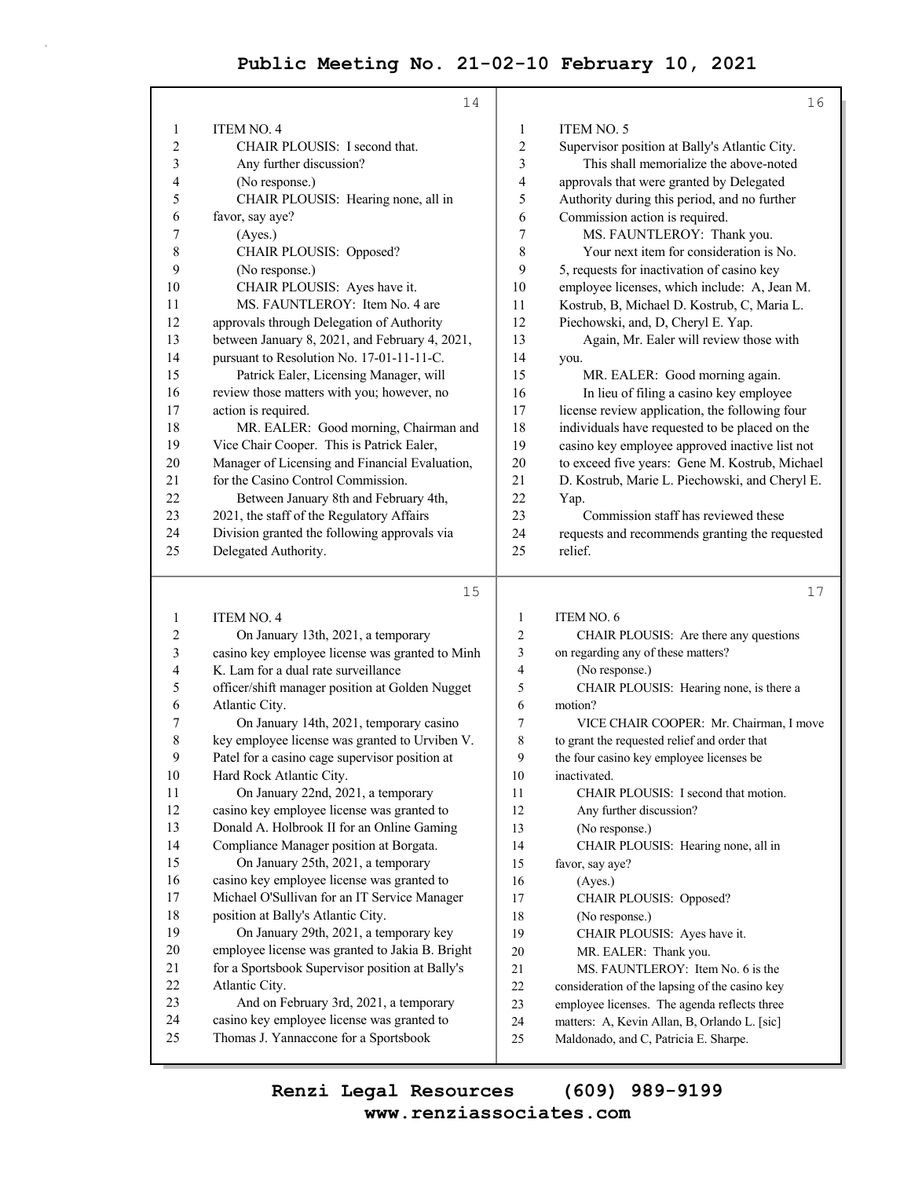ITEM NO. 4

CHAIR PLOUSIS: I second that.

Any further discussion?

(No response.)

CHAIR PLOUSIS: Hearing none, all in favor, say aye?

(Ayes.)

CHAIR PLOUSIS: Opposed?

(No response.)

CHAIR PLOUSIS: Ayes have it.

MS. FAUNTLEROY: Item No. 4 are approvals through Delegation of Authority between January 8, 2021, and February 4, 2021, pursuant to Resolution No. 17-01-11-11-C.

Patrick Ealer, Licensing Manager, will review those matters with you; however, no action is required.

MR. EALER: Good morning, Chairman and Vice Chair Cooper. This is Patrick Ealer, Manager of Licensing and Financial Evaluation, for the Casino Control Commission.

Between January 8th and February 4th, 2021, the staff of the Regulatory Affairs Division granted the following approvals via Delegated Authority.

ITEM NO. 4

On January 13th, 2021, a temporary casino key employee license was granted to Minh K. Lam for a dual rate surveillance officer/shift manager position at Golden Nugget Atlantic City.

On January 14th, 2021, temporary casino key employee license was granted to Urviben V. Patel for a casino cage supervisor position at Hard Rock Atlantic City.

On January 22nd, 2021, a temporary casino key employee license was granted to Donald A. Holbrook II for an Online Gaming Compliance Manager position at Borgata.

On January 25th, 2021, a temporary casino key employee license was granted to Michael O'Sullivan for an IT Service Manager position at Bally's Atlantic City.

On January 29th, 2021, a temporary key employee license was granted to Jakia B. Bright for a Sportsbook Supervisor position at Bally's Atlantic City.

And on February 3rd, 2021, a temporary casino key employee license was granted to Thomas J. Yannaccone for a Sportsbook

ITEM NO. 5

Supervisor position at Bally's Atlantic City.

This shall memorialize the above-noted approvals that were granted by Delegated Authority during this period, and no further Commission action is required.

MS. FAUNTLEROY: Thank you.

Your next item for consideration is No. 5, requests for inactivation of casino key employee licenses, which include: A, Jean M. Kostrub, B, Michael D. Kostrub, C, Maria L. Piechowski, and, D, Cheryl E. Yap.

Again, Mr. Ealer will review those with you.

MR. EALER: Good morning again.

In lieu of filing a casino key employee license review application, the following four individuals have requested to be placed on the casino key employee approved inactive list not to exceed five years: Gene M. Kostrub, Michael D. Kostrub, Marie L. Piechowski, and Cheryl E. Yap.

Commission staff has reviewed these requests and recommends granting the requested relief.

ITEM NO. 6

CHAIR PLOUSIS: Are there any questions on regarding any of these matters?

(No response.)

CHAIR PLOUSIS: Hearing none, is there a motion?

VICE CHAIR COOPER: Mr. Chairman, I move to grant the requested relief and order that the four casino key employee licenses be inactivated.

CHAIR PLOUSIS: I second that motion.

Any further discussion?

(No response.)

CHAIR PLOUSIS: Hearing none, all in favor, say aye?

(Ayes.)

CHAIR PLOUSIS: Opposed?

(No response.)

CHAIR PLOUSIS: Ayes have it.

MR. EALER: Thank you.

MS. FAUNTLEROY: Item No. 6 is the consideration of the lapsing of the casino key employee licenses. The agenda reflects three matters: A, Kevin Allan, B, Orlando L. [sic] Maldonado, and C, Patricia E. Sharpe.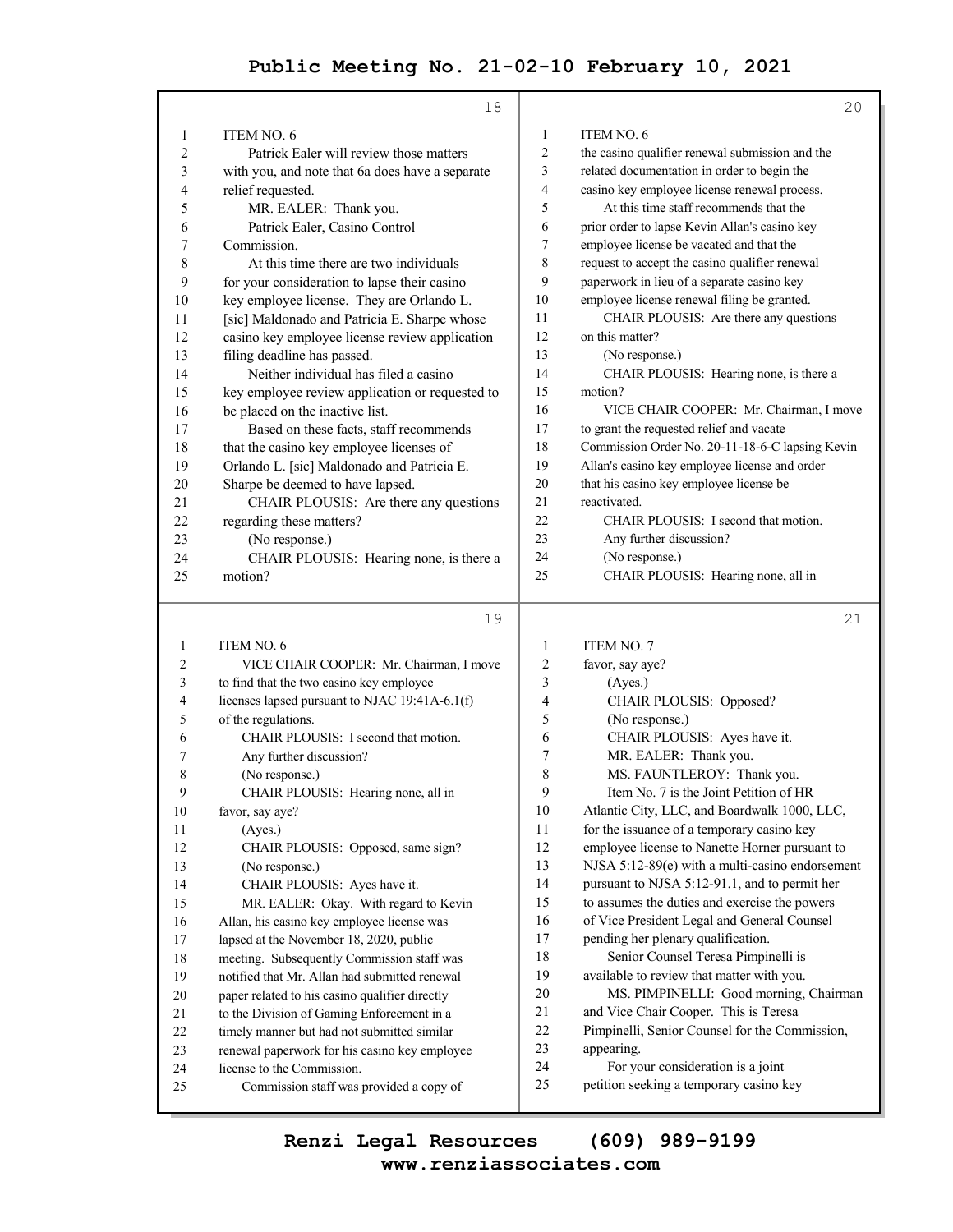ITEM NO. 6

Patrick Ealer will review those matters with you, and note that 6a does have a separate relief requested.

MR. EALER: Thank you.

Patrick Ealer, Casino Control Commission.

At this time there are two individuals for your consideration to lapse their casino key employee license. They are Orlando L. [sic] Maldonado and Patricia E. Sharpe whose casino key employee license review application filing deadline has passed.

Neither individual has filed a casino key employee review application or requested to be placed on the inactive list.

Based on these facts, staff recommends that the casino key employee licenses of Orlando L. [sic] Maldonado and Patricia E. Sharpe be deemed to have lapsed.

CHAIR PLOUSIS: Are there any questions regarding these matters?

(No response.)

CHAIR PLOUSIS: Hearing none, is there a motion?

VICE CHAIR COOPER: Mr. Chairman, I move to find that the two casino key employee licenses lapsed pursuant to NJAC 19:41A-6.1(f) of the regulations.

CHAIR PLOUSIS: I second that motion.

Any further discussion?

(No response.)

CHAIR PLOUSIS: Hearing none, all in favor, say aye?

(Ayes.)

CHAIR PLOUSIS: Opposed, same sign?

(No response.)

CHAIR PLOUSIS: Ayes have it.

MR. EALER: Okay. With regard to Kevin Allan, his casino key employee license was lapsed at the November 18, 2020, public meeting. Subsequently Commission staff was notified that Mr. Allan had submitted renewal paper related to his casino qualifier directly to the Division of Gaming Enforcement in a timely manner but had not submitted similar renewal paperwork for his casino key employee license to the Commission.

Commission staff was provided a copy of the casino qualifier renewal submission and the related documentation in order to begin the casino key employee license renewal process.

At this time staff recommends that the prior order to lapse Kevin Allan's casino key employee license be vacated and that the request to accept the casino qualifier renewal paperwork in lieu of a separate casino key employee license renewal filing be granted.

CHAIR PLOUSIS: Are there any questions on this matter?

(No response.)

CHAIR PLOUSIS: Hearing none, is there a motion?

VICE CHAIR COOPER: Mr. Chairman, I move to grant the requested relief and vacate Commission Order No. 20-11-18-6-C lapsing Kevin Allan's casino key employee license and order that his casino key employee license be reactivated.

CHAIR PLOUSIS: I second that motion.

Any further discussion?

(No response.)

CHAIR PLOUSIS: Hearing none, all in favor, say aye?

(Ayes.)

CHAIR PLOUSIS: Opposed?

(No response.)

CHAIR PLOUSIS: Ayes have it.

MR. EALER: Thank you.

ITEM NO. 7

MS. FAUNTLEROY: Thank you.

Item No. 7 is the Joint Petition of HR Atlantic City, LLC, and Boardwalk 1000, LLC, for the issuance of a temporary casino key employee license to Nanette Horner pursuant to NJSA 5:12-89(e) with a multi-casino endorsement pursuant to NJSA 5:12-91.1, and to permit her to assumes the duties and exercise the powers of Vice President Legal and General Counsel pending her plenary qualification.

Senior Counsel Teresa Pimpinelli is available to review that matter with you.

MS. PIMPINELLI: Good morning, Chairman and Vice Chair Cooper. This is Teresa Pimpinelli, Senior Counsel for the Commission, appearing.

For your consideration is a joint petition seeking a temporary casino key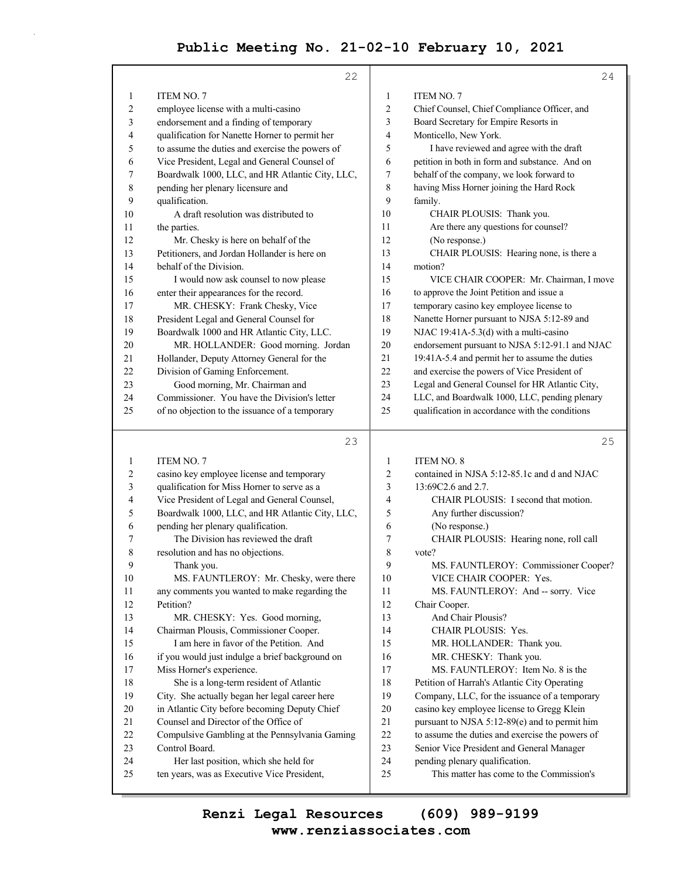ITEM NO. 7

employee license with a multi-casino endorsement and a finding of temporary qualification for Nanette Horner to permit her to assume the duties and exercise the powers of Vice President, Legal and General Counsel of Boardwalk 1000, LLC, and HR Atlantic City, LLC, pending her plenary licensure and qualification.

A draft resolution was distributed to the parties.

Mr. Chesky is here on behalf of the Petitioners, and Jordan Hollander is here on behalf of the Division.

I would now ask counsel to now please enter their appearances for the record.

MR. CHESKY: Frank Chesky, Vice President Legal and General Counsel for Boardwalk 1000 and HR Atlantic City, LLC.

MR. HOLLANDER: Good morning. Jordan Hollander, Deputy Attorney General for the Division of Gaming Enforcement.

Good morning, Mr. Chairman and Commissioner. You have the Division's letter of no objection to the issuance of a temporary

ITEM NO. 7

casino key employee license and temporary qualification for Miss Horner to serve as a Vice President of Legal and General Counsel, Boardwalk 1000, LLC, and HR Atlantic City, LLC, pending her plenary qualification.

The Division has reviewed the draft resolution and has no objections.

Thank you.

MS. FAUNTLEROY: Mr. Chesky, were there any comments you wanted to make regarding the Petition?

MR. CHESKY: Yes. Good morning, Chairman Plousis, Commissioner Cooper.

I am here in favor of the Petition. And if you would just indulge a brief background on Miss Horner's experience.

She is a long-term resident of Atlantic City. She actually began her legal career here in Atlantic City before becoming Deputy Chief Counsel and Director of the Office of Compulsive Gambling at the Pennsylvania Gaming Control Board.

Her last position, which she held for ten years, was as Executive Vice President,

ITEM NO. 7

Chief Counsel, Chief Compliance Officer, and Board Secretary for Empire Resorts in Monticello, New York.

I have reviewed and agree with the draft petition in both in form and substance. And on behalf of the company, we look forward to having Miss Horner joining the Hard Rock family.

CHAIR PLOUSIS: Thank you.

Are there any questions for counsel?

(No response.)

CHAIR PLOUSIS: Hearing none, is there a motion?

VICE CHAIR COOPER: Mr. Chairman, I move to approve the Joint Petition and issue a temporary casino key employee license to Nanette Horner pursuant to NJSA 5:12-89 and NJAC 19:41A-5.3(d) with a multi-casino endorsement pursuant to NJSA 5:12-91.1 and NJAC 19:41A-5.4 and permit her to assume the duties and exercise the powers of Vice President of Legal and General Counsel for HR Atlantic City, LLC, and Boardwalk 1000, LLC, pending plenary qualification in accordance with the conditions

ITEM NO. 8

contained in NJSA 5:12-85.1c and d and NJAC 13:69C2.6 and 2.7.

CHAIR PLOUSIS: I second that motion.

Any further discussion?

(No response.)

CHAIR PLOUSIS: Hearing none, roll call vote?

MS. FAUNTLEROY: Commissioner Cooper?

VICE CHAIR COOPER: Yes.

MS. FAUNTLEROY: And -- sorry. Vice Chair Cooper.

And Chair Plousis?

CHAIR PLOUSIS: Yes.

MR. HOLLANDER: Thank you.

MR. CHESKY: Thank you.

MS. FAUNTLEROY: Item No. 8 is the Petition of Harrah's Atlantic City Operating Company, LLC, for the issuance of a temporary casino key employee license to Gregg Klein pursuant to NJSA 5:12-89(e) and to permit him to assume the duties and exercise the powers of Senior Vice President and General Manager pending plenary qualification.

This matter has come to the Commission's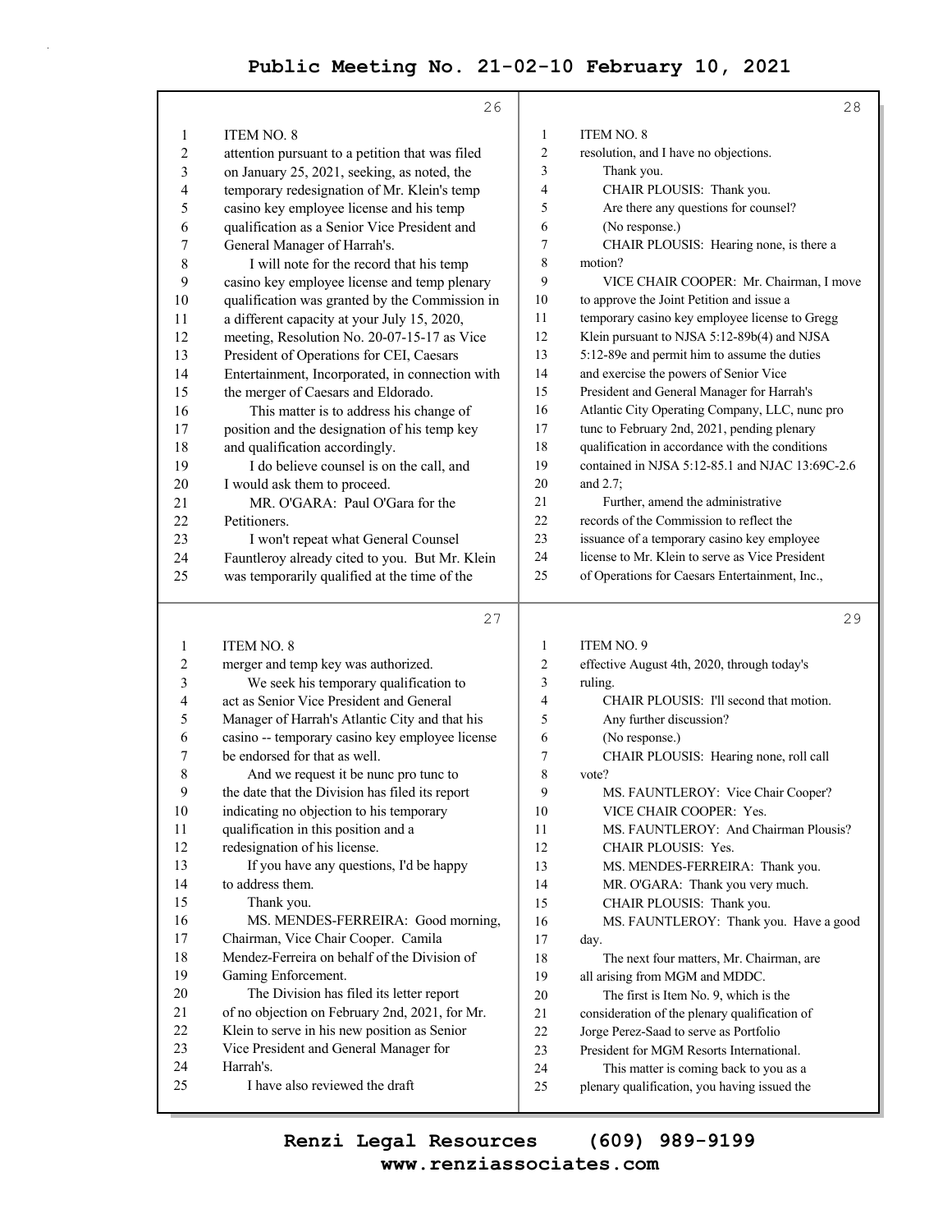ITEM NO. 8

attention pursuant to a petition that was filed on January 25, 2021, seeking, as noted, the temporary redesignation of Mr. Klein's temp casino key employee license and his temp qualification as a Senior Vice President and General Manager of Harrah's.

I will note for the record that his temp casino key employee license and temp plenary qualification was granted by the Commission in a different capacity at your July 15, 2020, meeting, Resolution No. 20-07-15-17 as Vice President of Operations for CEI, Caesars Entertainment, Incorporated, in connection with the merger of Caesars and Eldorado.

This matter is to address his change of position and the designation of his temp key and qualification accordingly.

I do believe counsel is on the call, and I would ask them to proceed.

MR. O'GARA: Paul O'Gara for the Petitioners.

I won't repeat what General Counsel Fauntleroy already cited to you. But Mr. Klein was temporarily qualified at the time of the

ITEM NO. 8

merger and temp key was authorized.

We seek his temporary qualification to act as Senior Vice President and General Manager of Harrah's Atlantic City and that his casino -- temporary casino key employee license be endorsed for that as well.

And we request it be nunc pro tunc to the date that the Division has filed its report indicating no objection to his temporary qualification in this position and a redesignation of his license.

If you have any questions, I'd be happy to address them.

Thank you.

MS. MENDES-FERREIRA: Good morning, Chairman, Vice Chair Cooper. Camila Mendez-Ferreira on behalf of the Division of Gaming Enforcement.

The Division has filed its letter report of no objection on February 2nd, 2021, for Mr. Klein to serve in his new position as Senior Vice President and General Manager for Harrah's.

I have also reviewed the draft

ITEM NO. 8

resolution, and I have no objections.

Thank you.

CHAIR PLOUSIS: Thank you.

Are there any questions for counsel?

(No response.)

CHAIR PLOUSIS: Hearing none, is there a motion?

VICE CHAIR COOPER: Mr. Chairman, I move to approve the Joint Petition and issue a temporary casino key employee license to Gregg Klein pursuant to NJSA 5:12-89b(4) and NJSA 5:12-89e and permit him to assume the duties and exercise the powers of Senior Vice President and General Manager for Harrah's Atlantic City Operating Company, LLC, nunc pro tunc to February 2nd, 2021, pending plenary qualification in accordance with the conditions contained in NJSA 5:12-85.1 and NJAC 13:69C-2.6 and 2.7;

Further, amend the administrative records of the Commission to reflect the issuance of a temporary casino key employee license to Mr. Klein to serve as Vice President of Operations for Caesars Entertainment, Inc.,

ITEM NO. 9

effective August 4th, 2020, through today's ruling.

CHAIR PLOUSIS: I'll second that motion.

Any further discussion?

(No response.)

CHAIR PLOUSIS: Hearing none, roll call vote?

MS. FAUNTLEROY: Vice Chair Cooper?

VICE CHAIR COOPER: Yes.

MS. FAUNTLEROY: And Chairman Plousis?

CHAIR PLOUSIS: Yes.

MS. MENDES-FERREIRA: Thank you.

MR. O'GARA: Thank you very much.

CHAIR PLOUSIS: Thank you.

MS. FAUNTLEROY: Thank you. Have a good day.

The next four matters, Mr. Chairman, are all arising from MGM and MDDC.

The first is Item No. 9, which is the consideration of the plenary qualification of Jorge Perez-Saad to serve as Portfolio President for MGM Resorts International.

This matter is coming back to you as a plenary qualification, you having issued the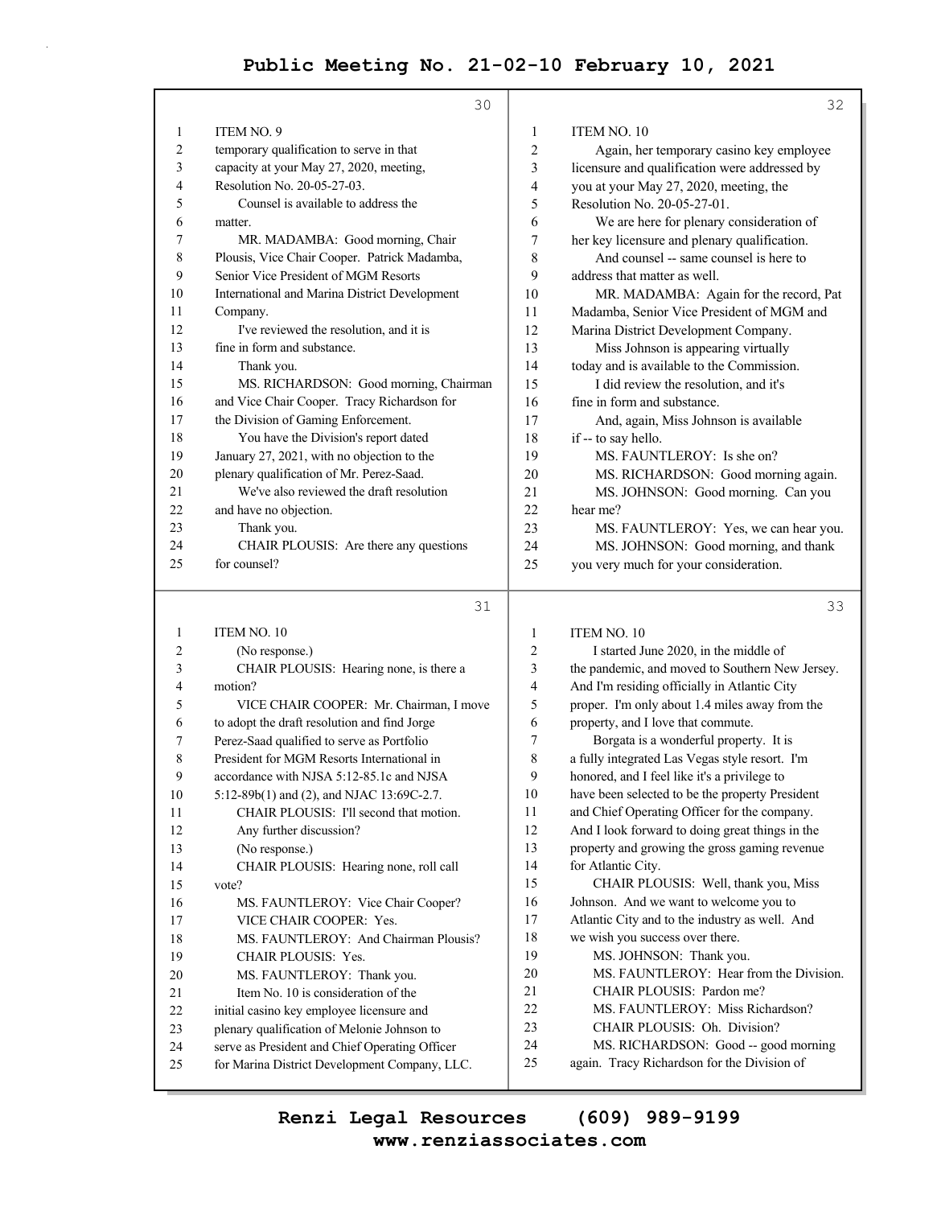ITEM NO. 9

temporary qualification to serve in that capacity at your May 27, 2020, meeting, Resolution No. 20-05-27-03.

Counsel is available to address the matter.

MR. MADAMBA: Good morning, Chair Plousis, Vice Chair Cooper. Patrick Madamba, Senior Vice President of MGM Resorts International and Marina District Development Company.

I've reviewed the resolution, and it is fine in form and substance.

Thank you.

MS. RICHARDSON: Good morning, Chairman and Vice Chair Cooper. Tracy Richardson for the Division of Gaming Enforcement.

You have the Division's report dated January 27, 2021, with no objection to the plenary qualification of Mr. Perez-Saad.

We've also reviewed the draft resolution and have no objection.

Thank you.

CHAIR PLOUSIS: Are there any questions for counsel?

ITEM NO. 10

(No response.)

CHAIR PLOUSIS: Hearing none, is there a motion?

VICE CHAIR COOPER: Mr. Chairman, I move to adopt the draft resolution and find Jorge Perez-Saad qualified to serve as Portfolio President for MGM Resorts International in accordance with NJSA 5:12-85.1c and NJSA 5:12-89b(1) and (2), and NJAC 13:69C-2.7.

CHAIR PLOUSIS: I'll second that motion.

Any further discussion?

(No response.)

CHAIR PLOUSIS: Hearing none, roll call vote?

MS. FAUNTLEROY: Vice Chair Cooper?

VICE CHAIR COOPER: Yes.

MS. FAUNTLEROY: And Chairman Plousis?

CHAIR PLOUSIS: Yes.

MS. FAUNTLEROY: Thank you.

Item No. 10 is consideration of the initial casino key employee licensure and plenary qualification of Melonie Johnson to serve as President and Chief Operating Officer for Marina District Development Company, LLC.

ITEM NO. 10

Again, her temporary casino key employee licensure and qualification were addressed by you at your May 27, 2020, meeting, the Resolution No. 20-05-27-01.

We are here for plenary consideration of her key licensure and plenary qualification.

And counsel -- same counsel is here to address that matter as well.

MR. MADAMBA: Again for the record, Pat Madamba, Senior Vice President of MGM and Marina District Development Company.

Miss Johnson is appearing virtually today and is available to the Commission.

I did review the resolution, and it's fine in form and substance.

And, again, Miss Johnson is available if -- to say hello.

MS. FAUNTLEROY: Is she on?

MS. RICHARDSON: Good morning again.

MS. JOHNSON: Good morning. Can you hear me?

MS. FAUNTLEROY: Yes, we can hear you.

MS. JOHNSON: Good morning, and thank you very much for your consideration.

ITEM NO. 10

I started June 2020, in the middle of the pandemic, and moved to Southern New Jersey. And I'm residing officially in Atlantic City proper. I'm only about 1.4 miles away from the property, and I love that commute.

Borgata is a wonderful property. It is a fully integrated Las Vegas style resort. I'm honored, and I feel like it's a privilege to have been selected to be the property President and Chief Operating Officer for the company. And I look forward to doing great things in the property and growing the gross gaming revenue for Atlantic City.

CHAIR PLOUSIS: Well, thank you, Miss Johnson. And we want to welcome you to Atlantic City and to the industry as well. And we wish you success over there.

MS. JOHNSON: Thank you.

MS. FAUNTLEROY: Hear from the Division.

CHAIR PLOUSIS: Pardon me?

MS. FAUNTLEROY: Miss Richardson?

CHAIR PLOUSIS: Oh. Division?

MS. RICHARDSON: Good -- good morning again. Tracy Richardson for the Division of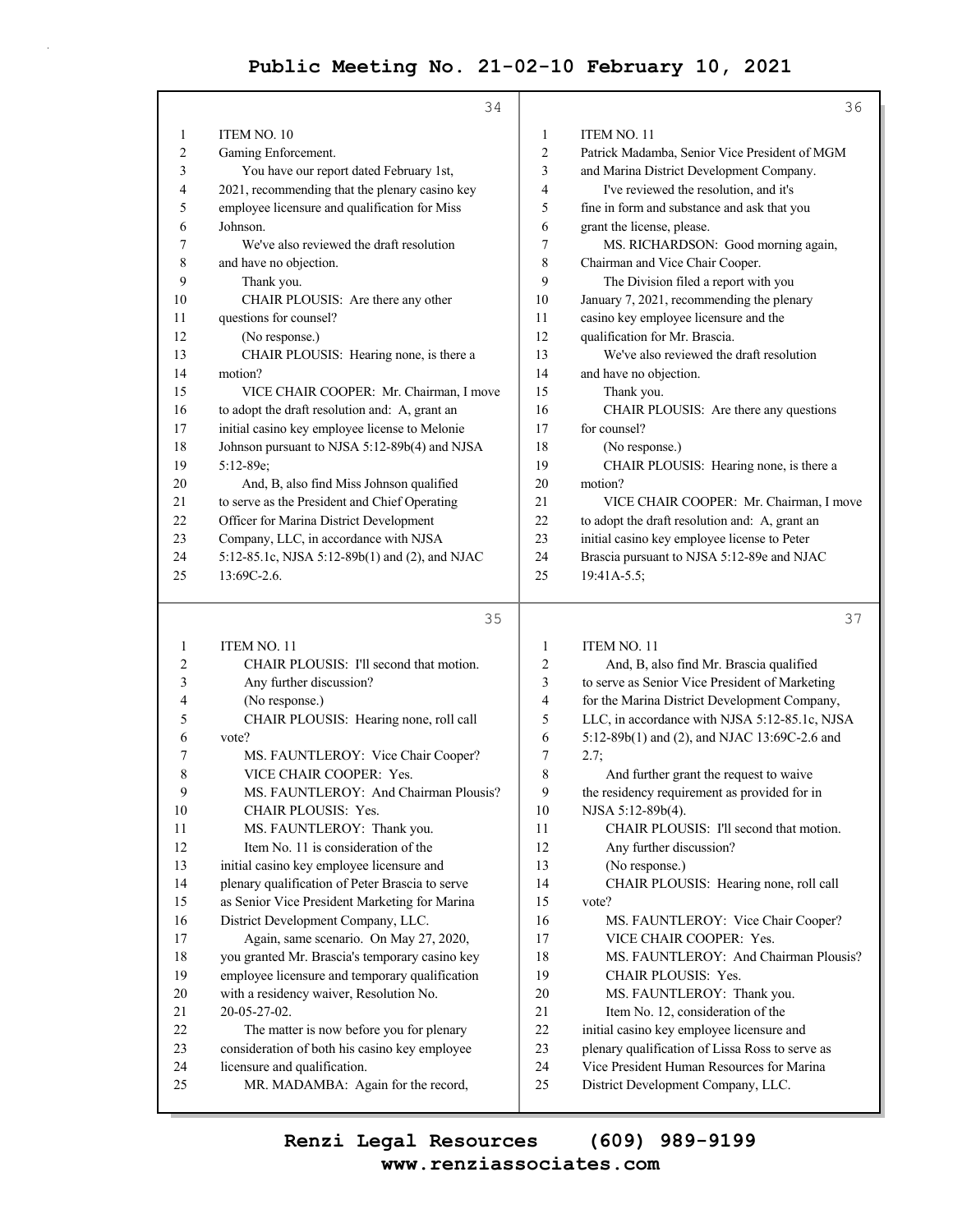ITEM NO. 10

Gaming Enforcement.

You have our report dated February 1st, 2021, recommending that the plenary casino key employee licensure and qualification for Miss Johnson.

We've also reviewed the draft resolution and have no objection.

Thank you.

CHAIR PLOUSIS: Are there any other questions for counsel?

(No response.)

CHAIR PLOUSIS: Hearing none, is there a motion?

VICE CHAIR COOPER: Mr. Chairman, I move to adopt the draft resolution and: A, grant an initial casino key employee license to Melonie Johnson pursuant to NJSA 5:12-89b(4) and NJSA 5:12-89e;

And, B, also find Miss Johnson qualified to serve as the President and Chief Operating Officer for Marina District Development Company, LLC, in accordance with NJSA 5:12-85.1c, NJSA 5:12-89b(1) and (2), and NJAC 13:69C-2.6.

ITEM NO. 11

CHAIR PLOUSIS: I'll second that motion.

Any further discussion?

(No response.)

CHAIR PLOUSIS: Hearing none, roll call vote?

MS. FAUNTLEROY: Vice Chair Cooper?

VICE CHAIR COOPER: Yes.

MS. FAUNTLEROY: And Chairman Plousis?

CHAIR PLOUSIS: Yes.

MS. FAUNTLEROY: Thank you.

Item No. 11 is consideration of the initial casino key employee licensure and plenary qualification of Peter Brascia to serve as Senior Vice President Marketing for Marina District Development Company, LLC.

Again, same scenario. On May 27, 2020, you granted Mr. Brascia's temporary casino key employee licensure and temporary qualification with a residency waiver, Resolution No. 20-05-27-02.

The matter is now before you for plenary consideration of both his casino key employee licensure and qualification.

MR. MADAMBA: Again for the record,

ITEM NO. 11

Patrick Madamba, Senior Vice President of MGM and Marina District Development Company.

I've reviewed the resolution, and it's fine in form and substance and ask that you grant the license, please.

MS. RICHARDSON: Good morning again, Chairman and Vice Chair Cooper.

The Division filed a report with you January 7, 2021, recommending the plenary casino key employee licensure and the qualification for Mr. Brascia.

We've also reviewed the draft resolution and have no objection.

Thank you.

CHAIR PLOUSIS: Are there any questions for counsel?

(No response.)

CHAIR PLOUSIS: Hearing none, is there a motion?

VICE CHAIR COOPER: Mr. Chairman, I move to adopt the draft resolution and: A, grant an initial casino key employee license to Peter Brascia pursuant to NJSA 5:12-89e and NJAC 19:41A-5.5;

ITEM NO. 11

And, B, also find Mr. Brascia qualified to serve as Senior Vice President of Marketing for the Marina District Development Company, LLC, in accordance with NJSA 5:12-85.1c, NJSA 5:12-89b(1) and (2), and NJAC 13:69C-2.6 and 2.7;

And further grant the request to waive the residency requirement as provided for in NJSA 5:12-89b(4).

CHAIR PLOUSIS: I'll second that motion.

Any further discussion?

(No response.)

CHAIR PLOUSIS: Hearing none, roll call vote?

MS. FAUNTLEROY: Vice Chair Cooper?

VICE CHAIR COOPER: Yes.

MS. FAUNTLEROY: And Chairman Plousis?

CHAIR PLOUSIS: Yes.

MS. FAUNTLEROY: Thank you.

Item No. 12, consideration of the initial casino key employee licensure and plenary qualification of Lissa Ross to serve as Vice President Human Resources for Marina District Development Company, LLC.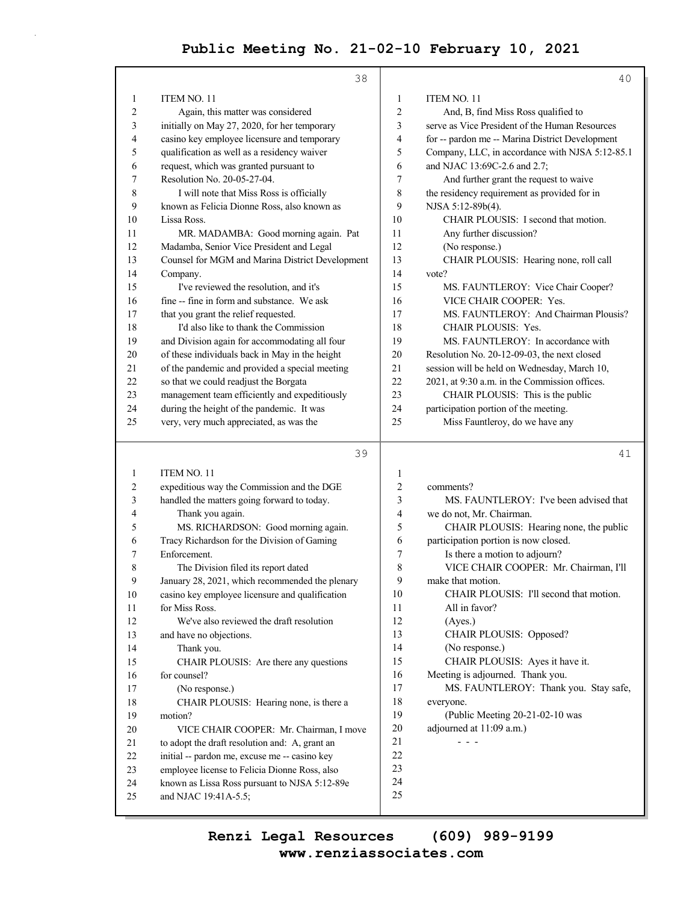ITEM NO. 11

Again, this matter was considered initially on May 27, 2020, for her temporary casino key employee licensure and temporary qualification as well as a residency waiver request, which was granted pursuant to Resolution No. 20-05-27-04.

I will note that Miss Ross is officially known as Felicia Dionne Ross, also known as Lissa Ross.

MR. MADAMBA: Good morning again. Pat Madamba, Senior Vice President and Legal Counsel for MGM and Marina District Development Company.

I've reviewed the resolution, and it's fine -- fine in form and substance. We ask that you grant the relief requested.

I'd also like to thank the Commission and Division again for accommodating all four of these individuals back in May in the height of the pandemic and provided a special meeting so that we could readjust the Borgata management team efficiently and expeditiously during the height of the pandemic. It was very, very much appreciated, as was the expeditious way the Commission and the DGE handled the matters going forward to today.

Thank you again.

MS. RICHARDSON: Good morning again. Tracy Richardson for the Division of Gaming Enforcement.

The Division filed its report dated January 28, 2021, which recommended the plenary casino key employee licensure and qualification for Miss Ross.

We've also reviewed the draft resolution and have no objections.

Thank you.

CHAIR PLOUSIS: Are there any questions for counsel?

(No response.)

CHAIR PLOUSIS: Hearing none, is there a motion?

VICE CHAIR COOPER: Mr. Chairman, I move to adopt the draft resolution and: A, grant an initial -- pardon me, excuse me -- casino key employee license to Felicia Dionne Ross, also known as Lissa Ross pursuant to NJSA 5:12-89e and NJAC 19:41A-5.5;

And, B, find Miss Ross qualified to serve as Vice President of the Human Resources for -- pardon me -- Marina District Development Company, LLC, in accordance with NJSA 5:12-85.1 and NJAC 13:69C-2.6 and 2.7;

And further grant the request to waive the residency requirement as provided for in NJSA 5:12-89b(4).

CHAIR PLOUSIS: I second that motion.

Any further discussion?

(No response.)

CHAIR PLOUSIS: Hearing none, roll call vote?

MS. FAUNTLEROY: Vice Chair Cooper?

VICE CHAIR COOPER: Yes.

MS. FAUNTLEROY: And Chairman Plousis?

CHAIR PLOUSIS: Yes.

MS. FAUNTLEROY: In accordance with Resolution No. 20-12-09-03, the next closed session will be held on Wednesday, March 10, 2021, at 9:30 a.m. in the Commission offices.

CHAIR PLOUSIS: This is the public participation portion of the meeting.

Miss Fauntleroy, do we have any comments?

MS. FAUNTLEROY: I've been advised that we do not, Mr. Chairman.

CHAIR PLOUSIS: Hearing none, the public participation portion is now closed.

Is there a motion to adjourn?

VICE CHAIR COOPER: Mr. Chairman, I'll make that motion.

CHAIR PLOUSIS: I'll second that motion.

All in favor?

(Ayes.)

CHAIR PLOUSIS: Opposed?

(No response.)

CHAIR PLOUSIS: Ayes it have it. Meeting is adjourned. Thank you.

MS. FAUNTLEROY: Thank you. Stay safe, everyone.

(Public Meeting 20-21-02-10 was adjourned at 11:09 a.m.)

\- - -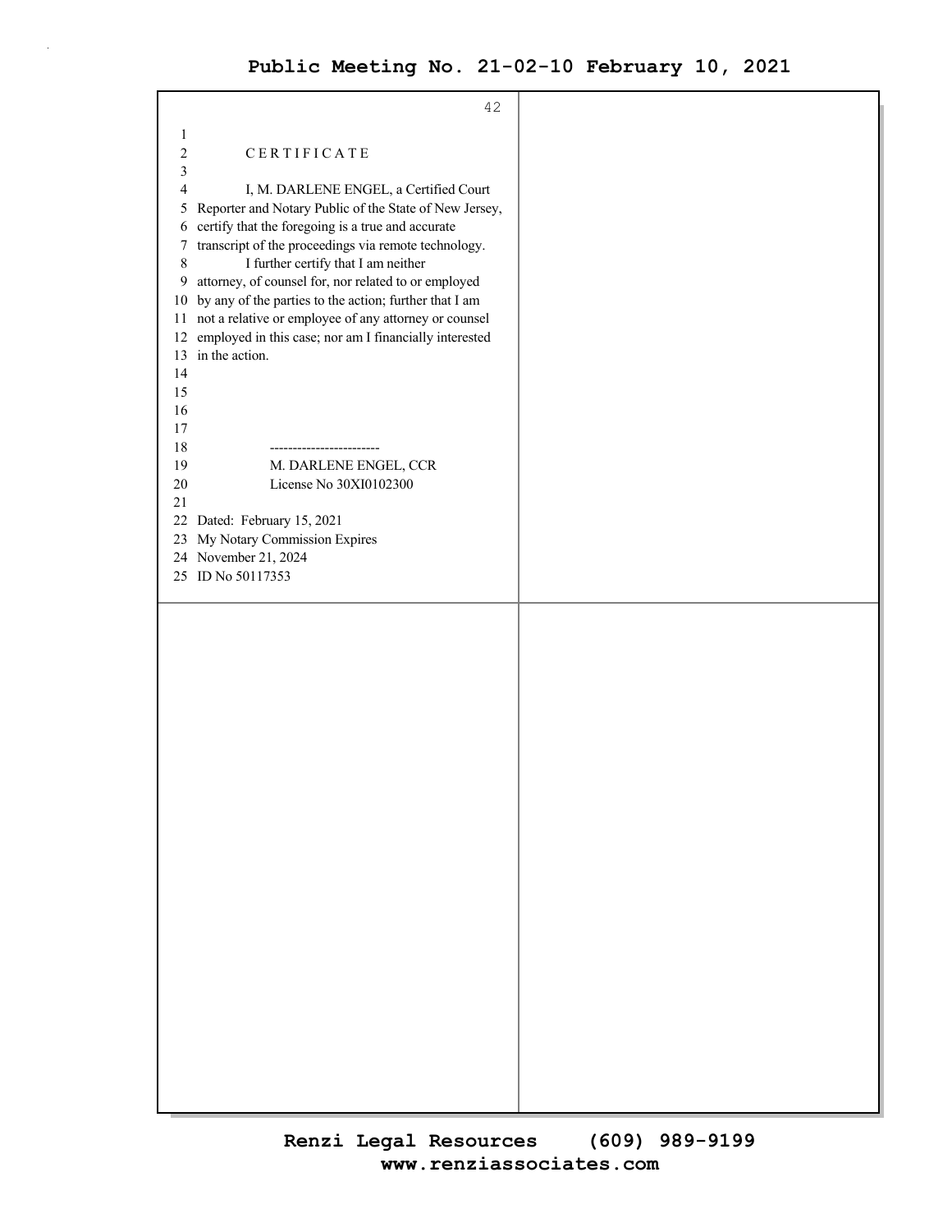## CERTIFICATE

I, M. DARLENE ENGEL, a Certified Court Reporter and Notary Public of the State of New Jersey, certify that the foregoing is a true and accurate transcript of the proceedings via remote technology.

I further certify that I am neither attorney, of counsel for, nor related to or employed by any of the parties to the action; further that I am not a relative or employee of any attorney or counsel employed in this case; nor am I financially interested in the action.

------------------------

M. DARLENE ENGEL, CCR
License No 30XI0102300

Dated: February 15, 2021
My Notary Commission Expires
November 21, 2024
ID No 50117353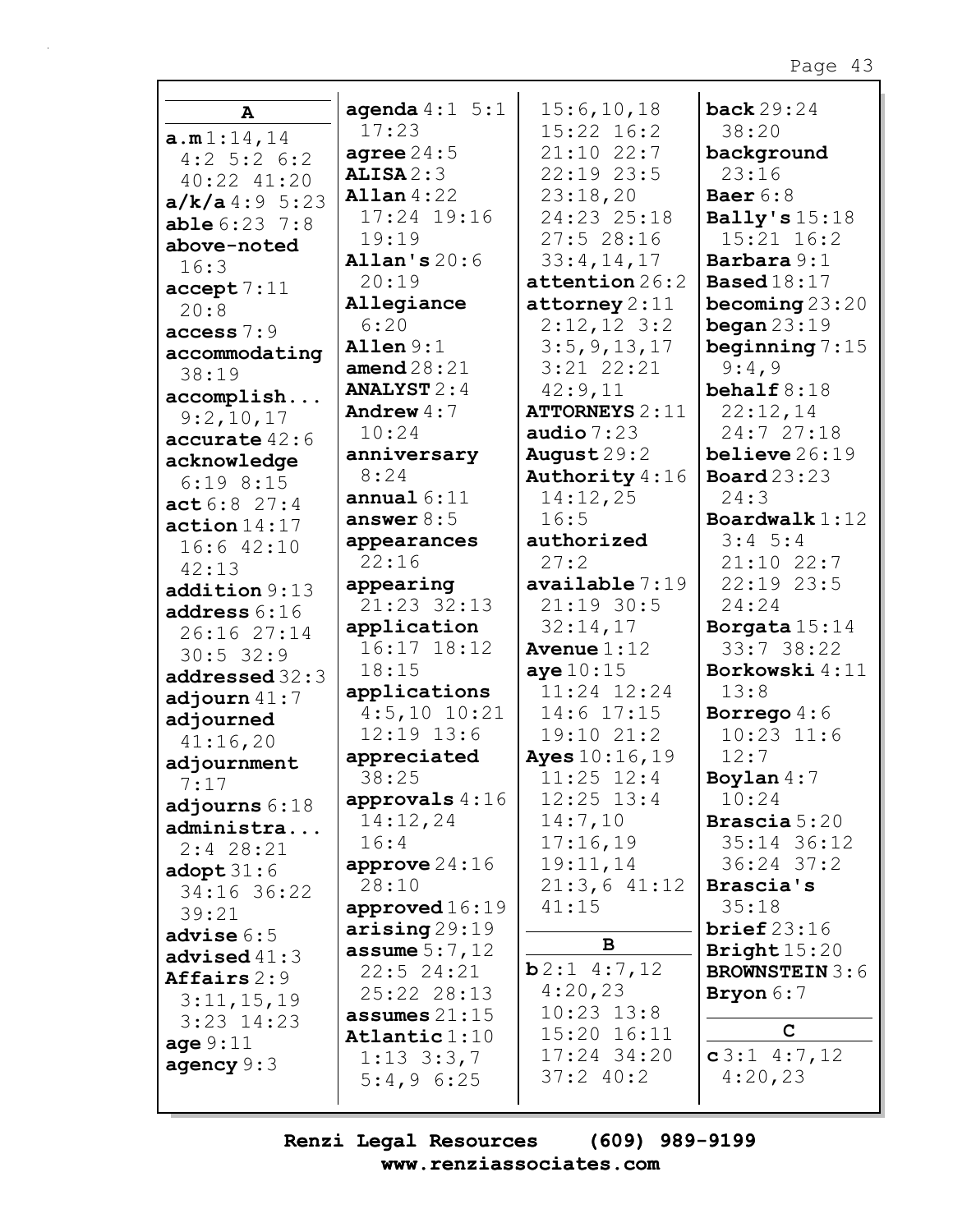## A

**a.m** 1:14,14 4:2 5:2 6:2 40:22 41:20
**a/k/a** 4:9 5:23
**able** 6:23 7:8
**above-noted** 16:3
**accept** 7:11 20:8
**access** 7:9
**accommodating** 38:19
**accomplish...** 9:2,10,17
**accurate** 42:6
**acknowledge** 6:19 8:15
**act** 6:8 27:4
**action** 14:17 16:6 42:10 42:13
**addition** 9:13
**address** 6:16 26:16 27:14 30:5 32:9
**addressed** 32:3
**adjourn** 41:7
**adjourned** 41:16,20
**adjournment** 7:17
**adjourns** 6:18
**administra...** 2:4 28:21
**adopt** 31:6 34:16 36:22 39:21
**advise** 6:5
**advised** 41:3
**Affairs** 2:9 3:11,15,19 3:23 14:23
**age** 9:11
**agency** 9:3
**agenda** 4:1 5:1 17:23
**agree** 24:5
**ALISA** 2:3
**Allan** 4:22 17:24 19:16 19:19
**Allan's** 20:6 20:19
**Allegiance** 6:20
**Allen** 9:1
**amend** 28:21
**ANALYST** 2:4
**Andrew** 4:7 10:24
**anniversary** 8:24
**annual** 6:11
**answer** 8:5
**appearances** 22:16
**appearing** 21:23 32:13
**application** 16:17 18:12 18:15
**applications** 4:5,10 10:21 12:19 13:6
**appreciated** 38:25
**approvals** 4:16 14:12,24 16:4
**approve** 24:16 28:10
**approved** 16:19
**arising** 29:19
**assume** 5:7,12 22:5 24:21 25:22 28:13
**assumes** 21:15
**Atlantic** 1:10 1:13 3:3,7 5:4,9 6:25 15:6,10,18 15:22 16:2 21:10 22:7 22:19 23:5 23:18,20 24:23 25:18 27:5 28:16 33:4,14,17
**attention** 26:2
**attorney** 2:11 2:12,12 3:2 3:5,9,13,17 3:21 22:21 42:9,11
**ATTORNEYS** 2:11
**audio** 7:23
**August** 29:2
**Authority** 4:16 14:12,25 16:5
**authorized** 27:2
**available** 7:19 21:19 30:5 32:14,17
**Avenue** 1:12
**aye** 10:15 11:24 12:24 14:6 17:15 19:10 21:2
**Ayes** 10:16,19 11:25 12:4 12:25 13:4 14:7,10 17:16,19 19:11,14 21:3,6 41:12 41:15

## B

**b** 2:1 4:7,12 4:20,23 10:23 13:8 15:20 16:11 17:24 34:20 37:2 40:2
**back** 29:24 38:20
**background** 23:16
**Baer** 6:8
**Bally's** 15:18 15:21 16:2
**Barbara** 9:1
**Based** 18:17
**becoming** 23:20
**began** 23:19
**beginning** 7:15 9:4,9
**behalf** 8:18 22:12,14 24:7 27:18
**believe** 26:19
**Board** 23:23 24:3
**Boardwalk** 1:12 3:4 5:4 21:10 22:7 22:19 23:5 24:24
**Borgata** 15:14 33:7 38:22
**Borkowski** 4:11 13:8
**Borrego** 4:6 10:23 11:6 12:7
**Boylan** 4:7 10:24
**Brascia** 5:20 35:14 36:12 36:24 37:2
**Brascia's** 35:18
**brief** 23:16
**Bright** 15:20
**BROWNSTEIN** 3:6
**Bryon** 6:7

## C

**c** 3:1 4:7,12 4:20,23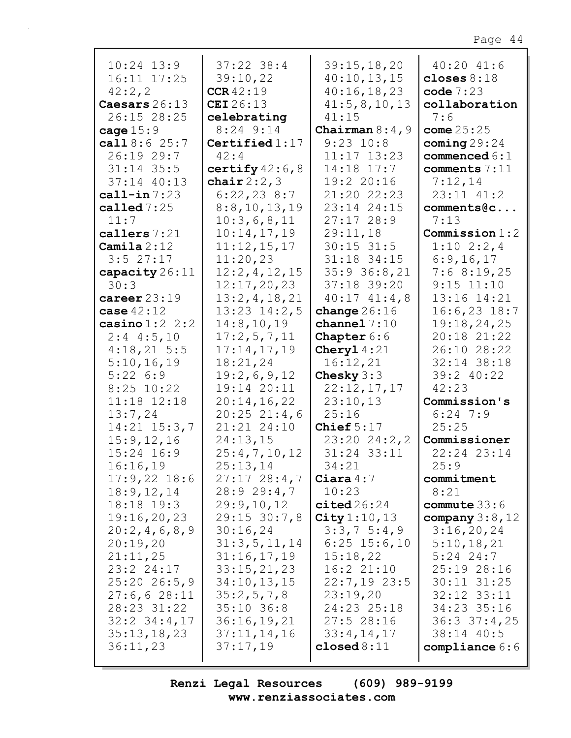10:24 13:9
16:11 17:25
42:2,2
**Caesars** 26:13
26:15 28:25
**cage** 15:9
**call** 8:6 25:7
26:19 29:7
31:14 35:5
37:14 40:13
**call-in** 7:23
**called** 7:25
11:7
**callers** 7:21
**Camila** 2:12
3:5 27:17
**capacity** 26:11
30:3
**career** 23:19
**case** 42:12
**casino** 1:2 2:2
2:4 4:5,10
4:18,21 5:5
5:10,16,19
5:22 6:9
8:25 10:22
11:18 12:18
13:7,24
14:21 15:3,7
15:9,12,16
15:24 16:9
16:16,19
17:9,22 18:6
18:9,12,14
18:18 19:3
19:16,20,23
20:2,4,6,8,9
20:19,20
21:11,25
23:2 24:17
25:20 26:5,9
27:6,6 28:11
28:23 31:22
32:2 34:4,17
35:13,18,23
36:11,23

37:22 38:4
39:10,22
**CCR** 42:19
**CEI** 26:13
**celebrating**
8:24 9:14
**Certified** 1:17
42:4
**certify** 42:6,8
**chair** 2:2,3
6:22,23 8:7
8:8,10,13,19
10:3,6,8,11
10:14,17,19
11:12,15,17
11:20,23
12:2,4,12,15
12:17,20,23
13:2,4,18,21
13:23 14:2,5
14:8,10,19
17:2,5,7,11
17:14,17,19
18:21,24
19:2,6,9,12
19:14 20:11
20:14,16,22
20:25 21:4,6
21:21 24:10
24:13,15
25:4,7,10,12
25:13,14
27:17 28:4,7
28:9 29:4,7
29:9,10,12
29:15 30:7,8
30:16,24
31:3,5,11,14
31:16,17,19
33:15,21,23
34:10,13,15
35:2,5,7,8
35:10 36:8
36:16,19,21
37:11,14,16
37:17,19

39:15,18,20
40:10,13,15
40:16,18,23
41:5,8,10,13
41:15
**Chairman** 8:4,9
9:23 10:8
11:17 13:23
14:18 17:7
19:2 20:16
21:20 22:23
23:14 24:15
27:17 28:9
29:11,18
30:15 31:5
31:18 34:15
35:9 36:8,21
37:18 39:20
40:17 41:4,8
**change** 26:16
**channel** 7:10
**Chapter** 6:6
**Cheryl** 4:21
16:12,21
**Chesky** 3:3
22:12,17,17
23:10,13
25:16
**Chief** 5:17
23:20 24:2,2
31:24 33:11
34:21
**Ciara** 4:7
10:23
**cited** 26:24
**City** 1:10,13
3:3,7 5:4,9
6:25 15:6,10
15:18,22
16:2 21:10
22:7,19 23:5
23:19,20
24:23 25:18
27:5 28:16
33:4,14,17
**closed** 8:11

40:20 41:6
**closes** 8:18
**code** 7:23
**collaboration**
7:6
**come** 25:25
**coming** 29:24
**commenced** 6:1
**comments** 7:11
7:12,14
23:11 41:2
**comments@c...**
7:13
**Commission** 1:2
1:10 2:2,4
6:9,16,17
7:6 8:19,25
9:15 11:10
13:16 14:21
16:6,23 18:7
19:18,24,25
20:18 21:22
26:10 28:22
32:14 38:18
39:2 40:22
42:23
**Commission's**
6:24 7:9
25:25
**Commissioner**
22:24 23:14
25:9
**commitment**
8:21
**commute** 33:6
**company** 3:8,12
3:16,20,24
5:10,18,21
5:24 24:7
25:19 28:16
30:11 31:25
32:12 33:11
34:23 35:16
36:3 37:4,25
38:14 40:5
**compliance** 6:6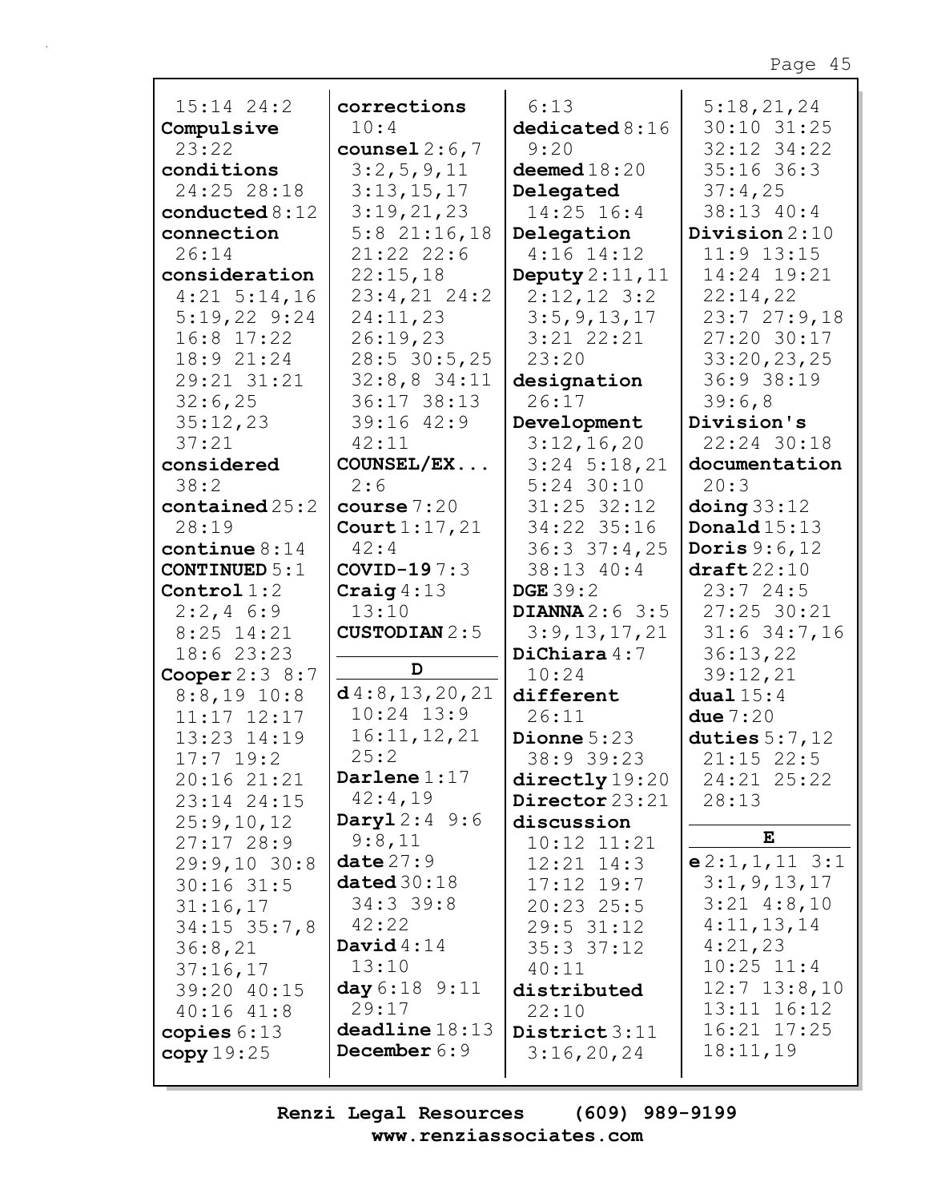15:14 24:2
**Compulsive** 23:22
**conditions** 24:25 28:18
**conducted** 8:12
**connection** 26:14
**consideration** 4:21 5:14,16 5:19,22 9:24 16:8 17:22 18:9 21:24 29:21 31:21 32:6,25 35:12,23 37:21
**considered** 38:2
**contained** 25:2 28:19
**continue** 8:14
**CONTINUED** 5:1
**Control** 1:2 2:2,4 6:9 8:25 14:21 18:6 23:23
**Cooper** 2:3 8:7 8:8,19 10:8 11:17 12:17 13:23 14:19 17:7 19:2 20:16 21:21 23:14 24:15 25:9,10,12 27:17 28:9 29:9,10 30:8 30:16 31:5 31:16,17 34:15 35:7,8 36:8,21 37:16,17 39:20 40:15 40:16 41:8
**copies** 6:13
**copy** 19:25
**corrections** 10:4
**counsel** 2:6,7 3:2,5,9,11 3:13,15,17 3:19,21,23 5:8 21:16,18 21:22 22:6 22:15,18 23:4,21 24:2 24:11,23 26:19,23 28:5 30:5,25 32:8,8 34:11 36:17 38:13 39:16 42:9 42:11
**COUNSEL/EX...** 2:6
**course** 7:20
**Court** 1:17,21 42:4
**COVID-19** 7:3
**Craig** 4:13 13:10
**CUSTODIAN** 2:5

**D**

**d** 4:8,13,20,21 10:24 13:9 16:11,12,21 25:2
**Darlene** 1:17 42:4,19
**Daryl** 2:4 9:6 9:8,11
**date** 27:9
**dated** 30:18 34:3 39:8 42:22
**David** 4:14 13:10
**day** 6:18 9:11 29:17
**deadline** 18:13
**December** 6:9 6:13
**dedicated** 8:16 9:20
**deemed** 18:20
**Delegated** 14:25 16:4
**Delegation** 4:16 14:12
**Deputy** 2:11,11 2:12,12 3:2 3:5,9,13,17 3:21 22:21 23:20
**designation** 26:17
**Development** 3:12,16,20 3:24 5:18,21 5:24 30:10 31:25 32:12 34:22 35:16 36:3 37:4,25 38:13 40:4
**DGE** 39:2
**DIANNA** 2:6 3:5 3:9,13,17,21
**DiChiara** 4:7 10:24
**different** 26:11
**Dionne** 5:23 38:9 39:23
**directly** 19:20
**Director** 23:21
**discussion** 10:12 11:21 12:21 14:3 17:12 19:7 20:23 25:5 29:5 31:12 35:3 37:12 40:11
**distributed** 22:10
**District** 3:11 3:16,20,24 5:18,21,24 30:10 31:25 32:12 34:22 35:16 36:3 37:4,25 38:13 40:4
**Division** 2:10 11:9 13:15 14:24 19:21 22:14,22 23:7 27:9,18 27:20 30:17 33:20,23,25 36:9 38:19 39:6,8
**Division's** 22:24 30:18
**documentation** 20:3
**doing** 33:12
**Donald** 15:13
**Doris** 9:6,12
**draft** 22:10 23:7 24:5 27:25 30:21 31:6 34:7,16 36:13,22 39:12,21
**dual** 15:4
**due** 7:20
**duties** 5:7,12 21:15 22:5 24:21 25:22 28:13

**E**

**e** 2:1,1,11 3:1 3:1,9,13,17 3:21 4:8,10 4:11,13,14 4:21,23 10:25 11:4 12:7 13:8,10 13:11 16:12 16:21 17:25 18:11,19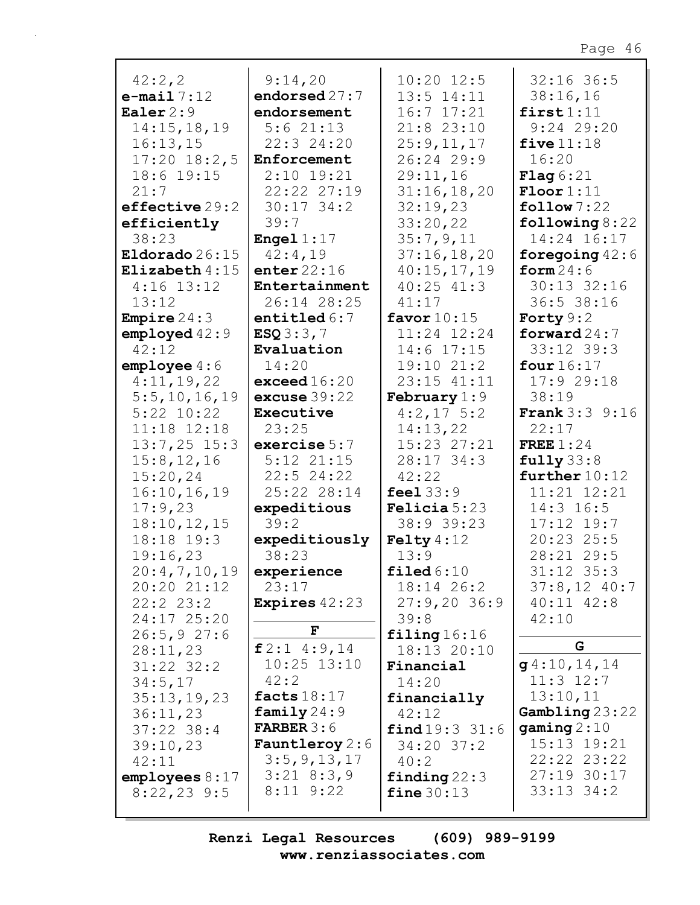42:2,2
**e-mail** 7:12
**Ealer** 2:9
14:15,18,19
16:13,15
17:20 18:2,5
18:6 19:15
21:7
**effective** 29:2
**efficiently**
38:23
**Eldorado** 26:15
**Elizabeth** 4:15
4:16 13:12
13:12
**Empire** 24:3
**employed** 42:9
42:12
**employee** 4:6
4:11,19,22
5:5,10,16,19
5:22 10:22
11:18 12:18
13:7,25 15:3
15:8,12,16
15:20,24
16:10,16,19
17:9,23
18:10,12,15
18:18 19:3
19:16,23
20:4,7,10,19
20:20 21:12
22:2 23:2
24:17 25:20
26:5,9 27:6
28:11,23
31:22 32:2
34:5,17
35:13,19,23
36:11,23
37:22 38:4
39:10,23
42:11
**employees** 8:17
8:22,23 9:5
9:14,20
**endorsed** 27:7
**endorsement**
5:6 21:13
22:3 24:20
**Enforcement**
2:10 19:21
22:22 27:19
30:17 34:2
39:7
**Engel** 1:17
42:4,19
**enter** 22:16
**Entertainment**
26:14 28:25
**entitled** 6:7
**ESQ** 3:3,7
**Evaluation**
14:20
**exceed** 16:20
**excuse** 39:22
**Executive**
23:25
**exercise** 5:7
5:12 21:15
22:5 24:22
25:22 28:14
**expeditious**
39:2
**expeditiously**
38:23
**experience**
23:17
**Expires** 42:23

**F**

**f** 2:1 4:9,14
10:25 13:10
42:2
**facts** 18:17
**family** 24:9
**FARBER** 3:6
**Fauntleroy** 2:6
3:5,9,13,17
3:21 8:3,9
8:11 9:22
10:20 12:5
13:5 14:11
16:7 17:21
21:8 23:10
25:9,11,17
26:24 29:9
29:11,16
31:16,18,20
32:19,23
33:20,22
35:7,9,11
37:16,18,20
40:15,17,19
40:25 41:3
41:17
**favor** 10:15
11:24 12:24
14:6 17:15
19:10 21:2
23:15 41:11
**February** 1:9
4:2,17 5:2
14:13,22
15:23 27:21
28:17 34:3
42:22
**feel** 33:9
**Felicia** 5:23
38:9 39:23
**Felty** 4:12
13:9
**filed** 6:10
18:14 26:2
27:9,20 36:9
39:8
**filing** 16:16
18:13 20:10
**Financial**
14:20
**financially**
42:12
**find** 19:3 31:6
34:20 37:2
40:2
**finding** 22:3
**fine** 30:13
32:16 36:5
38:16,16
**first** 1:11
9:24 29:20
**five** 11:18
16:20
**Flag** 6:21
**Floor** 1:11
**follow** 7:22
**following** 8:22
14:24 16:17
**foregoing** 42:6
**form** 24:6
30:13 32:16
36:5 38:16
**Forty** 9:2
**forward** 24:7
33:12 39:3
**four** 16:17
17:9 29:18
38:19
**Frank** 3:3 9:16
22:17
**FREE** 1:24
**fully** 33:8
**further** 10:12
11:21 12:21
14:3 16:5
17:12 19:7
20:23 25:5
28:21 29:5
31:12 35:3
37:8,12 40:7
40:11 42:8
42:10

**G**

**g** 4:10,14,14
11:3 12:7
13:10,11
**Gambling** 23:22
**gaming** 2:10
15:13 19:21
22:22 23:22
27:19 30:17
33:13 34:2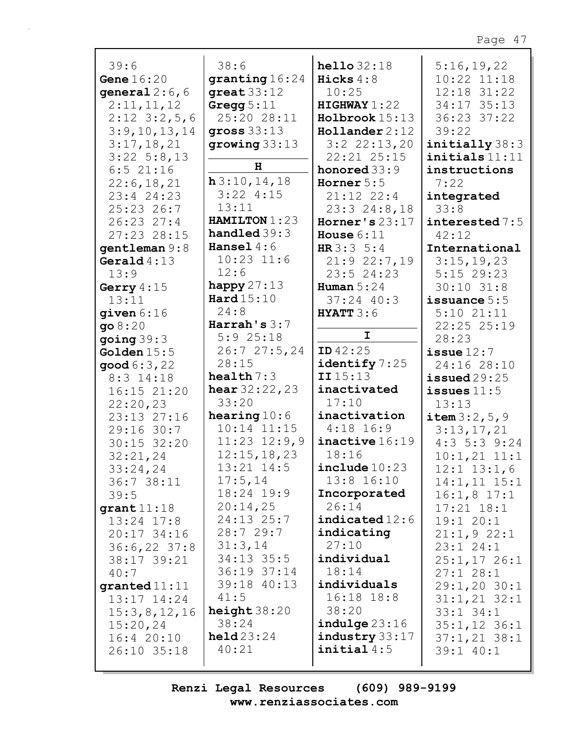39:6
**Gene** 16:20
**general** 2:6,6
2:11,11,12
2:12 3:2,5,6
3:9,10,13,14
3:17,18,21
3:22 5:8,13
6:5 21:16
22:6,18,21
23:4 24:23
25:23 26:7
26:23 27:4
27:23 28:15
**gentleman** 9:8
**Gerald** 4:13
13:9
**Gerry** 4:15
13:11
**given** 6:16
**go** 8:20
**going** 39:3
**Golden** 15:5
**good** 6:3,22
8:3 14:18
16:15 21:20
22:20,23
23:13 27:16
29:16 30:7
30:15 32:20
32:21,24
33:24,24
36:7 38:11
39:5
**grant** 11:18
13:24 17:8
20:17 34:16
36:6,22 37:8
38:17 39:21
40:7
**granted** 11:11
13:17 14:24
15:3,8,12,16
15:20,24
16:4 20:10
26:10 35:18

38:6
**granting** 16:24
**great** 33:12
**Gregg** 5:11
25:20 28:11
**gross** 33:13
**growing** 33:13

## H

**h** 3:10,14,18
3:22 4:15
13:11
**HAMILTON** 1:23
**handled** 39:3
**Hansel** 4:6
10:23 11:6
12:6
**happy** 27:13
**Hard** 15:10
24:8
**Harrah's** 3:7
5:9 25:18
26:7 27:5,24
28:15
**health** 7:3
**hear** 32:22,23
33:20
**hearing** 10:6
10:14 11:15
11:23 12:9,9
12:15,18,23
13:21 14:5
17:5,14
18:24 19:9
20:14,25
24:13 25:7
28:7 29:7
31:3,14
34:13 35:5
36:19 37:14
39:18 40:13
41:5
**height** 38:20
38:24
**held** 23:24
40:21

**hello** 32:18
**Hicks** 4:8
10:25
**HIGHWAY** 1:22
**Holbrook** 15:13
**Hollander** 2:12
3:2 22:13,20
22:21 25:15
**honored** 33:9
**Horner** 5:5
21:12 22:4
23:3 24:8,18
**Horner's** 23:17
**House** 6:11
**HR** 3:3 5:4
21:9 22:7,19
23:5 24:23
**Human** 5:24
37:24 40:3
**HYATT** 3:6

## I

**ID** 42:25
**identify** 7:25
**II** 15:13
**inactivated**
17:10
**inactivation**
4:18 16:9
**inactive** 16:19
18:16
**include** 10:23
13:8 16:10
**Incorporated**
26:14
**indicated** 12:6
**indicating**
27:10
**individual**
18:14
**individuals**
16:18 18:8
38:20
**indulge** 23:16
**industry** 33:17
**initial** 4:5

5:16,19,22
10:22 11:18
12:18 31:22
34:17 35:13
36:23 37:22
39:22
**initially** 38:3
**initials** 11:11
**instructions**
7:22
**integrated**
33:8
**interested** 7:5
42:12
**International**
3:15,19,23
5:15 29:23
30:10 31:8
**issuance** 5:5
5:10 21:11
22:25 25:19
28:23
**issue** 12:7
24:16 28:10
**issued** 29:25
**issues** 11:5
13:13
**item** 3:2,5,9
3:13,17,21
4:3 5:3 9:24
10:1,21 11:1
12:1 13:1,6
14:1,11 15:1
16:1,8 17:1
17:21 18:1
19:1 20:1
21:1,9 22:1
23:1 24:1
25:1,17 26:1
27:1 28:1
29:1,20 30:1
31:1,21 32:1
33:1 34:1
35:1,12 36:1
37:1,21 38:1
39:1 40:1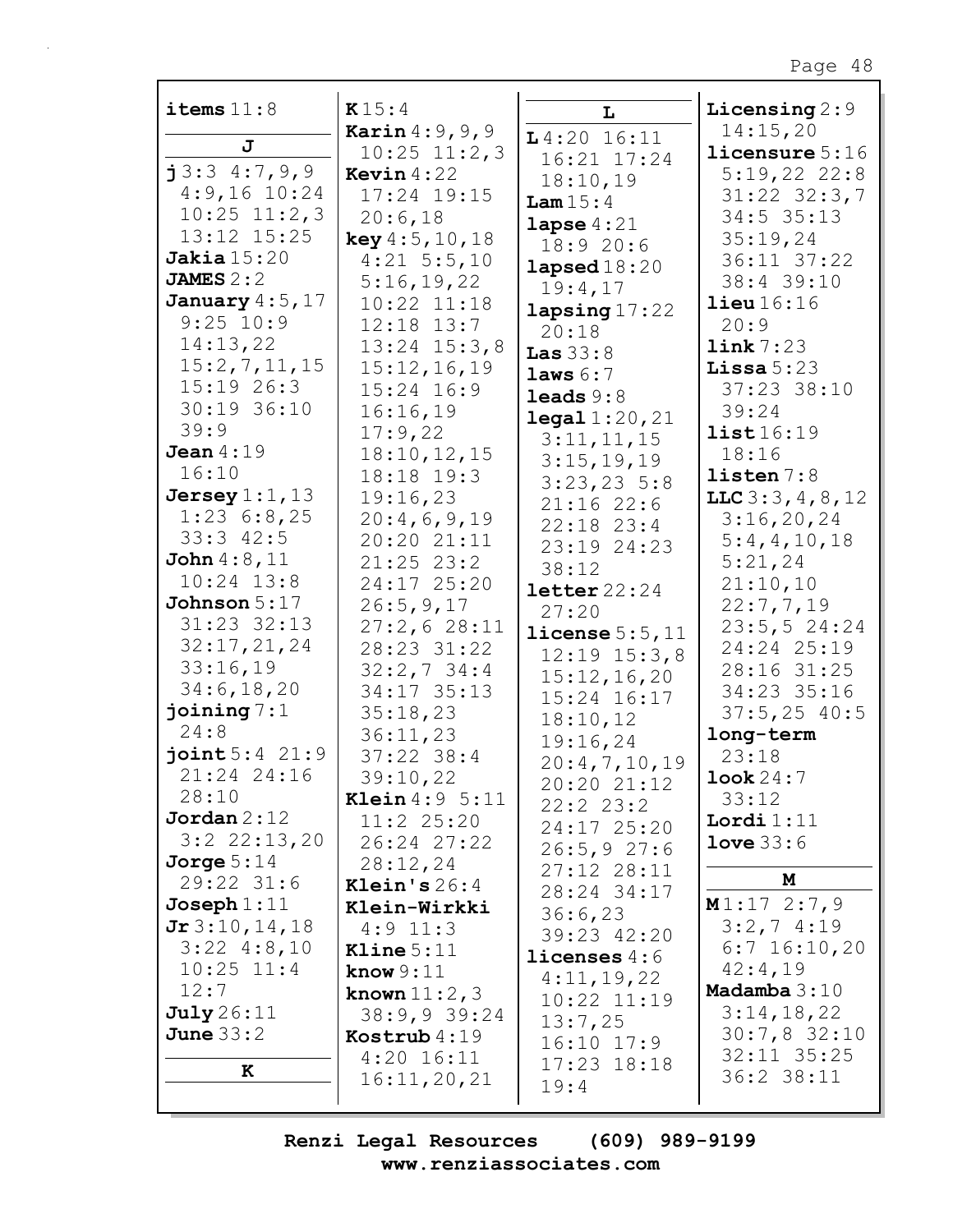**items** 11:8

## J

**j** 3:3 4:7,9,9 4:9,16 10:24 10:25 11:2,3 13:12 15:25
**Jakia** 15:20
**JAMES** 2:2
**January** 4:5,17 9:25 10:9 14:13,22 15:2,7,11,15 15:19 26:3 30:19 36:10 39:9
**Jean** 4:19 16:10
**Jersey** 1:1,13 1:23 6:8,25 33:3 42:5
**John** 4:8,11 10:24 13:8
**Johnson** 5:17 31:23 32:13 32:17,21,24 33:16,19 34:6,18,20
**joining** 7:1 24:8
**joint** 5:4 21:9 21:24 24:16 28:10
**Jordan** 2:12 3:2 22:13,20
**Jorge** 5:14 29:22 31:6
**Joseph** 1:11
**Jr** 3:10,14,18 3:22 4:8,10 10:25 11:4 12:7
**July** 26:11
**June** 33:2

## K

**K** 15:4
**Karin** 4:9,9,9 10:25 11:2,3
**Kevin** 4:22 17:24 19:15 20:6,18
**key** 4:5,10,18 4:21 5:5,10 5:16,19,22 10:22 11:18 12:18 13:7 13:24 15:3,8 15:12,16,19 15:24 16:9 16:16,19 17:9,22 18:10,12,15 18:18 19:3 19:16,23 20:4,6,9,19 20:20 21:11 21:25 23:2 24:17 25:20 26:5,9,17 27:2,6 28:11 28:23 31:22 32:2,7 34:4 34:17 35:13 35:18,23 36:11,23 37:22 38:4 39:10,22
**Klein** 4:9 5:11 11:2 25:20 26:24 27:22 28:12,24
**Klein's** 26:4
**Klein-Wirkki** 4:9 11:3
**Kline** 5:11
**know** 9:11
**known** 11:2,3 38:9,9 39:24
**Kostrub** 4:19 4:20 16:11 16:11,20,21

## L

**L** 4:20 16:11 16:21 17:24 18:10,19
**Lam** 15:4
**lapse** 4:21 18:9 20:6
**lapsed** 18:20 19:4,17
**lapsing** 17:22 20:18
**Las** 33:8
**laws** 6:7
**leads** 9:8
**legal** 1:20,21 3:11,11,15 3:15,19,19 3:23,23 5:8 21:16 22:6 22:18 23:4 23:19 24:23 38:12
**letter** 22:24 27:20
**license** 5:5,11 12:19 15:3,8 15:12,16,20 15:24 16:17 18:10,12 19:16,24 20:4,7,10,19 20:20 21:12 22:2 23:2 24:17 25:20 26:5,9 27:6 27:12 28:11 28:24 34:17 36:6,23 39:23 42:20
**licenses** 4:6 4:11,19,22 10:22 11:19 13:7,25 16:10 17:9 17:23 18:18 19:4
**Licensing** 2:9 14:15,20
**licensure** 5:16 5:19,22 22:8 31:22 32:3,7 34:5 35:13 35:19,24 36:11 37:22 38:4 39:10
**lieu** 16:16 20:9
**link** 7:23
**Lissa** 5:23 37:23 38:10 39:24
**list** 16:19 18:16
**listen** 7:8
**LLC** 3:3,4,8,12 3:16,20,24 5:4,4,10,18 5:21,24 21:10,10 22:7,7,19 23:5,5 24:24 24:24 25:19 28:16 31:25 34:23 35:16 37:5,25 40:5
**long-term** 23:18
**look** 24:7 33:12
**Lordi** 1:11
**love** 33:6

## M

**M** 1:17 2:7,9 3:2,7 4:19 6:7 16:10,20 42:4,19
**Madamba** 3:10 3:14,18,22 30:7,8 32:10 32:11 35:25 36:2 38:11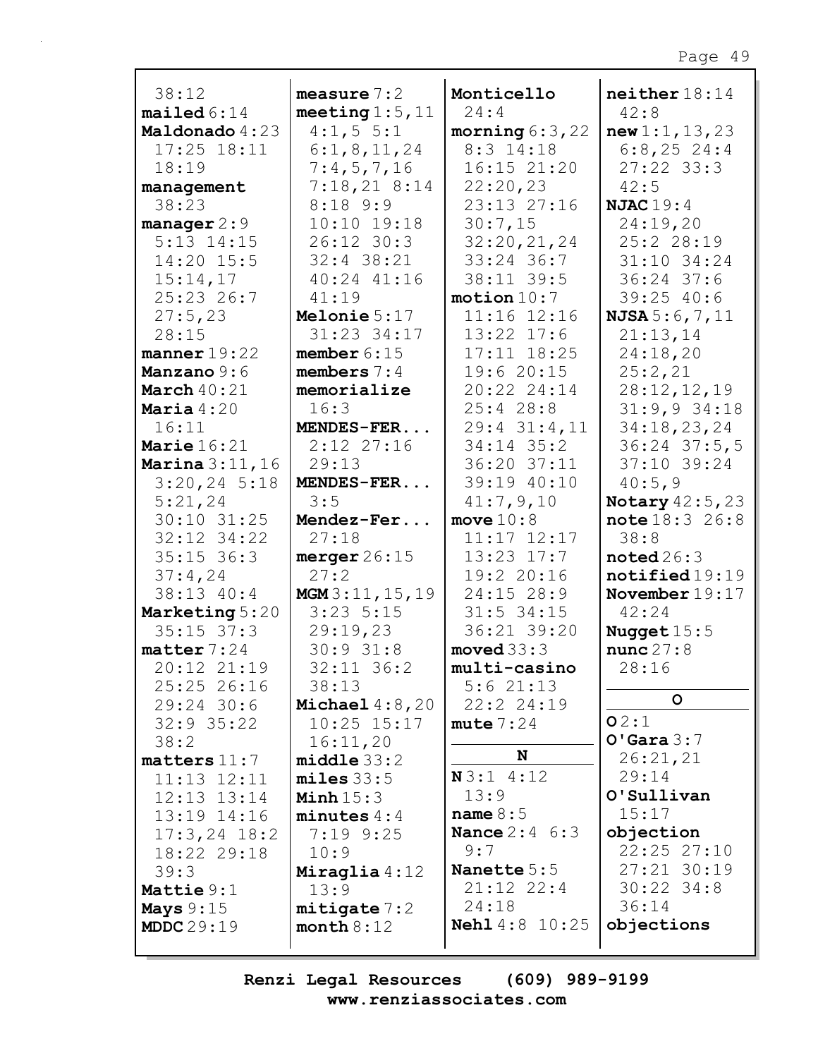38:12
**mailed** 6:14
**Maldonado** 4:23 17:25 18:11 18:19
**management** 38:23
**manager** 2:9 5:13 14:15 14:20 15:5 15:14,17 25:23 26:7 27:5,23 28:15
**manner** 19:22
**Manzano** 9:6
**March** 40:21
**Maria** 4:20 16:11
**Marie** 16:21
**Marina** 3:11,16 3:20,24 5:18 5:21,24 30:10 31:25 32:12 34:22 35:15 36:3 37:4,24 38:13 40:4
**Marketing** 5:20 35:15 37:3
**matter** 7:24 20:12 21:19 25:25 26:16 29:24 30:6 32:9 35:22 38:2
**matters** 11:7 11:13 12:11 12:13 13:14 13:19 14:16 17:3,24 18:2 18:22 29:18 39:3
**Mattie** 9:1
**Mays** 9:15
**MDDC** 29:19
**measure** 7:2
**meeting** 1:5,11 4:1,5 5:1 6:1,8,11,24 7:4,5,7,16 7:18,21 8:14 8:18 9:9 10:10 19:18 26:12 30:3 32:4 38:21 40:24 41:16 41:19
**Melonie** 5:17 31:23 34:17
**member** 6:15
**members** 7:4
**memorialize** 16:3
**MENDES-FER...** 2:12 27:16 29:13
**MENDES-FER...** 3:5
**Mendez-Fer...** 27:18
**merger** 26:15 27:2
**MGM** 3:11,15,19 3:23 5:15 29:19,23 30:9 31:8 32:11 36:2 38:13
**Michael** 4:8,20 10:25 15:17 16:11,20
**middle** 33:2
**miles** 33:5
**Minh** 15:3
**minutes** 4:4 7:19 9:25 10:9
**Miraglia** 4:12 13:9
**mitigate** 7:2
**month** 8:12
**Monticello** 24:4
**morning** 6:3,22 8:3 14:18 16:15 21:20 22:20,23 23:13 27:16 30:7,15 32:20,21,24 33:24 36:7 38:11 39:5
**motion** 10:7 11:16 12:16 13:22 17:6 17:11 18:25 19:6 20:15 20:22 24:14 25:4 28:8 29:4 31:4,11 34:14 35:2 36:20 37:11 39:19 40:10 41:7,9,10
**move** 10:8 11:17 12:17 13:23 17:7 19:2 20:16 24:15 28:9 31:5 34:15 36:21 39:20
**moved** 33:3
**multi-casino** 5:6 21:13 22:2 24:19
**mute** 7:24

**N**

**N** 3:1 4:12 13:9
**name** 8:5
**Nance** 2:4 6:3 9:7
**Nanette** 5:5 21:12 22:4 24:18
**Nehl** 4:8 10:25
**neither** 18:14 42:8
**new** 1:1,13,23 6:8,25 24:4 27:22 33:3 42:5
**NJAC** 19:4 24:19,20 25:2 28:19 31:10 34:24 36:24 37:6 39:25 40:6
**NJSA** 5:6,7,11 21:13,14 24:18,20 25:2,21 28:12,12,19 31:9,9 34:18 34:18,23,24 36:24 37:5,5 37:10 39:24 40:5,9
**Notary** 42:5,23
**note** 18:3 26:8 38:8
**noted** 26:3
**notified** 19:19
**November** 19:17 42:24
**Nugget** 15:5
**nunc** 27:8 28:16

**O**

**O** 2:1
**O'Gara** 3:7 26:21,21 29:14
**O'Sullivan** 15:17
**objection** 22:25 27:10 27:21 30:19 30:22 34:8 36:14
**objections**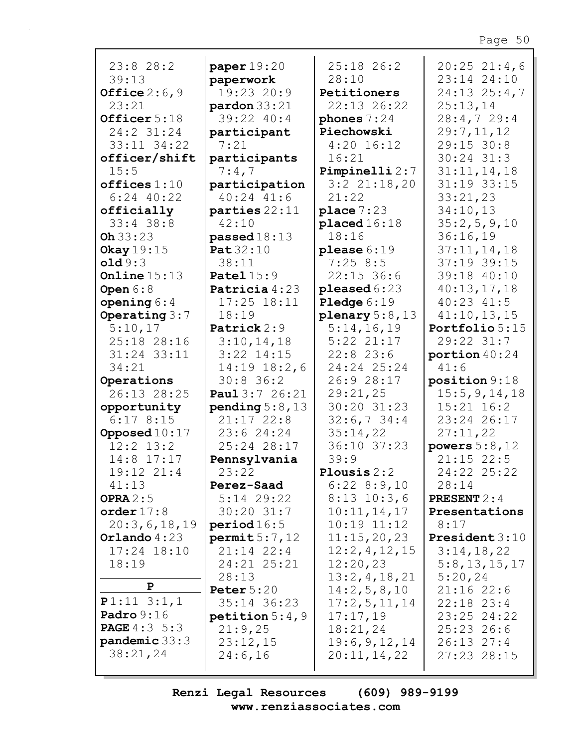23:8 28:2 39:13
**Office** 2:6,9 23:21
**Officer** 5:18 24:2 31:24 33:11 34:22
**officer/shift** 15:5
**offices** 1:10 6:24 40:22
**officially** 33:4 38:8
**Oh** 33:23
**Okay** 19:15
**old** 9:3
**Online** 15:13
**Open** 6:8
**opening** 6:4
**Operating** 3:7 5:10,17 25:18 28:16 31:24 33:11 34:21
**Operations** 26:13 28:25
**opportunity** 6:17 8:15
**Opposed** 10:17 12:2 13:2 14:8 17:17 19:12 21:4 41:13
**OPRA** 2:5
**order** 17:8 20:3,6,18,19
**Orlando** 4:23 17:24 18:10 18:19

## P

**P** 1:11 3:1,1
**Padro** 9:16
**PAGE** 4:3 5:3
**pandemic** 33:3 38:21,24
**paper** 19:20
**paperwork** 19:23 20:9
**pardon** 33:21 39:22 40:4
**participant** 7:21
**participants** 7:4,7
**participation** 40:24 41:6
**parties** 22:11 42:10
**passed** 18:13
**Pat** 32:10 38:11
**Patel** 15:9
**Patricia** 4:23 17:25 18:11 18:19
**Patrick** 2:9 3:10,14,18 3:22 14:15 14:19 18:2,6 30:8 36:2
**Paul** 3:7 26:21
**pending** 5:8,13 21:17 22:8 23:6 24:24 25:24 28:17
**Pennsylvania** 23:22
**Perez-Saad** 5:14 29:22 30:20 31:7
**period** 16:5
**permit** 5:7,12 21:14 22:4 24:21 25:21 28:13
**Peter** 5:20 35:14 36:23
**petition** 5:4,9 21:9,25 23:12,15 24:6,16 25:18 26:2 28:10
**Petitioners** 22:13 26:22
**phones** 7:24
**Piechowski** 4:20 16:12 16:21
**Pimpinelli** 2:7 3:2 21:18,20 21:22
**place** 7:23
**placed** 16:18 18:16
**please** 6:19 7:25 8:5 22:15 36:6
**pleased** 6:23
**Pledge** 6:19
**plenary** 5:8,13 5:14,16,19 5:22 21:17 22:8 23:6 24:24 25:24 26:9 28:17 29:21,25 30:20 31:23 32:6,7 34:4 35:14,22 36:10 37:23 39:9
**Plousis** 2:2 6:22 8:9,10 8:13 10:3,6 10:11,14,17 10:19 11:12 11:15,20,23 12:2,4,12,15 12:20,23 13:2,4,18,21 14:2,5,8,10 17:2,5,11,14 17:17,19 18:21,24 19:6,9,12,14 20:11,14,22 20:25 21:4,6 23:14 24:10 24:13 25:4,7 25:13,14 28:4,7 29:4 29:7,11,12 29:15 30:8 30:24 31:3 31:11,14,18 31:19 33:15 33:21,23 34:10,13 35:2,5,9,10 36:16,19 37:11,14,18 37:19 39:15 39:18 40:10 40:13,17,18 40:23 41:5 41:10,13,15
**Portfolio** 5:15 29:22 31:7
**portion** 40:24 41:6
**position** 9:18 15:5,9,14,18 15:21 16:2 23:24 26:17 27:11,22
**powers** 5:8,12 21:15 22:5 24:22 25:22 28:14
**PRESENT** 2:4
**Presentations** 8:17
**President** 3:10 3:14,18,22 5:8,13,15,17 5:20,24 21:16 22:6 22:18 23:4 23:25 24:22 25:23 26:6 26:13 27:4 27:23 28:15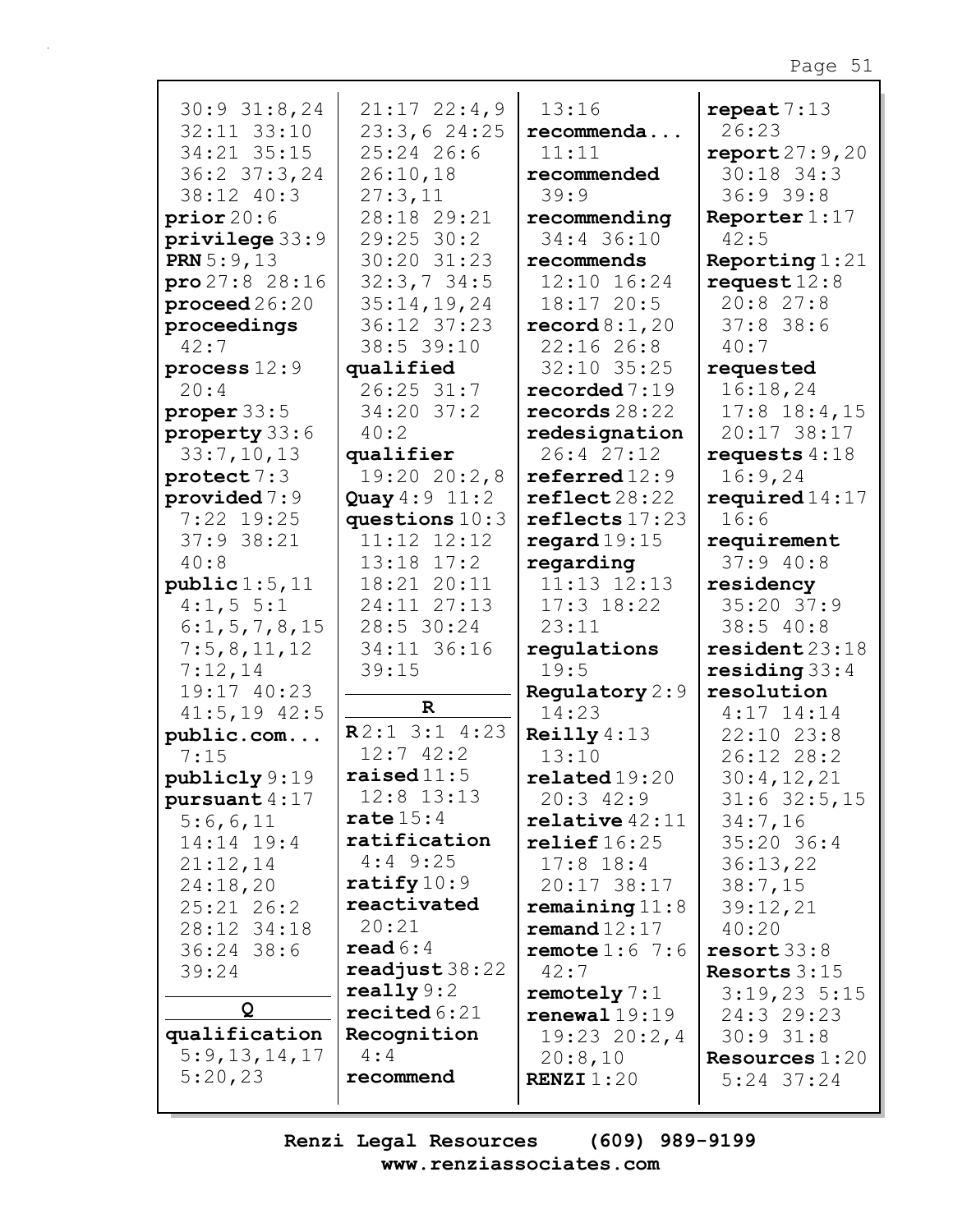30:9 31:8,24
32:11 33:10
34:21 35:15
36:2 37:3,24
38:12 40:3

**prior** 20:6
**privilege** 33:9
**PRN** 5:9,13
**pro** 27:8 28:16
**proceed** 26:20
**proceedings**
42:7
**process** 12:9
20:4
**proper** 33:5
**property** 33:6
33:7,10,13
**protect** 7:3
**provided** 7:9
7:22 19:25
37:9 38:21
40:8
**public** 1:5,11
4:1,5 5:1
6:1,5,7,8,15
7:5,8,11,12
7:12,14
19:17 40:23
41:5,19 42:5
**public.com...**
7:15
**publicly** 9:19
**pursuant** 4:17
5:6,6,11
14:14 19:4
21:12,14
24:18,20
25:21 26:2
28:12 34:18
36:24 38:6
39:24

**Q**

**qualification**
5:9,13,14,17
5:20,23
21:17 22:4,9
23:3,6 24:25
25:24 26:6
26:10,18
27:3,11
28:18 29:21
29:25 30:2
30:20 31:23
32:3,7 34:5
35:14,19,24
36:12 37:23
38:5 39:10
**qualified**
26:25 31:7
34:20 37:2
40:2
**qualifier**
19:20 20:2,8
**Quay** 4:9 11:2
**questions** 10:3
11:12 12:12
13:18 17:2
18:21 20:11
24:11 27:13
28:5 30:24
34:11 36:16
39:15

**R**

**R** 2:1 3:1 4:23
12:7 42:2
**raised** 11:5
12:8 13:13
**rate** 15:4
**ratification**
4:4 9:25
**ratify** 10:9
**reactivated**
20:21
**read** 6:4
**readjust** 38:22
**really** 9:2
**recited** 6:21
**Recognition**
4:4
**recommend**
13:16
**recommenda...**
11:11
**recommended**
39:9
**recommending**
34:4 36:10
**recommends**
12:10 16:24
18:17 20:5
**record** 8:1,20
22:16 26:8
32:10 35:25
**recorded** 7:19
**records** 28:22
**redesignation**
26:4 27:12
**referred** 12:9
**reflect** 28:22
**reflects** 17:23
**regard** 19:15
**regarding**
11:13 12:13
17:3 18:22
23:11
**regulations**
19:5
**Regulatory** 2:9
14:23
**Reilly** 4:13
13:10
**related** 19:20
20:3 42:9
**relative** 42:11
**relief** 16:25
17:8 18:4
20:17 38:17
**remaining** 11:8
**remand** 12:17
**remote** 1:6 7:6
42:7
**remotely** 7:1
**renewal** 19:19
19:23 20:2,4
20:8,10
**RENZI** 1:20
**repeat** 7:13
26:23
**report** 27:9,20
30:18 34:3
36:9 39:8
**Reporter** 1:17
42:5
**Reporting** 1:21
**request** 12:8
20:8 27:8
37:8 38:6
40:7
**requested**
16:18,24
17:8 18:4,15
20:17 38:17
**requests** 4:18
16:9,24
**required** 14:17
16:6
**requirement**
37:9 40:8
**residency**
35:20 37:9
38:5 40:8
**resident** 23:18
**residing** 33:4
**resolution**
4:17 14:14
22:10 23:8
26:12 28:2
30:4,12,21
31:6 32:5,15
34:7,16
35:20 36:4
36:13,22
38:7,15
39:12,21
40:20
**resort** 33:8
**Resorts** 3:15
3:19,23 5:15
24:3 29:23
30:9 31:8
**Resources** 1:20
5:24 37:24

**Renzi Legal Resources (609) 989-9199**
**www.renziassociates.com**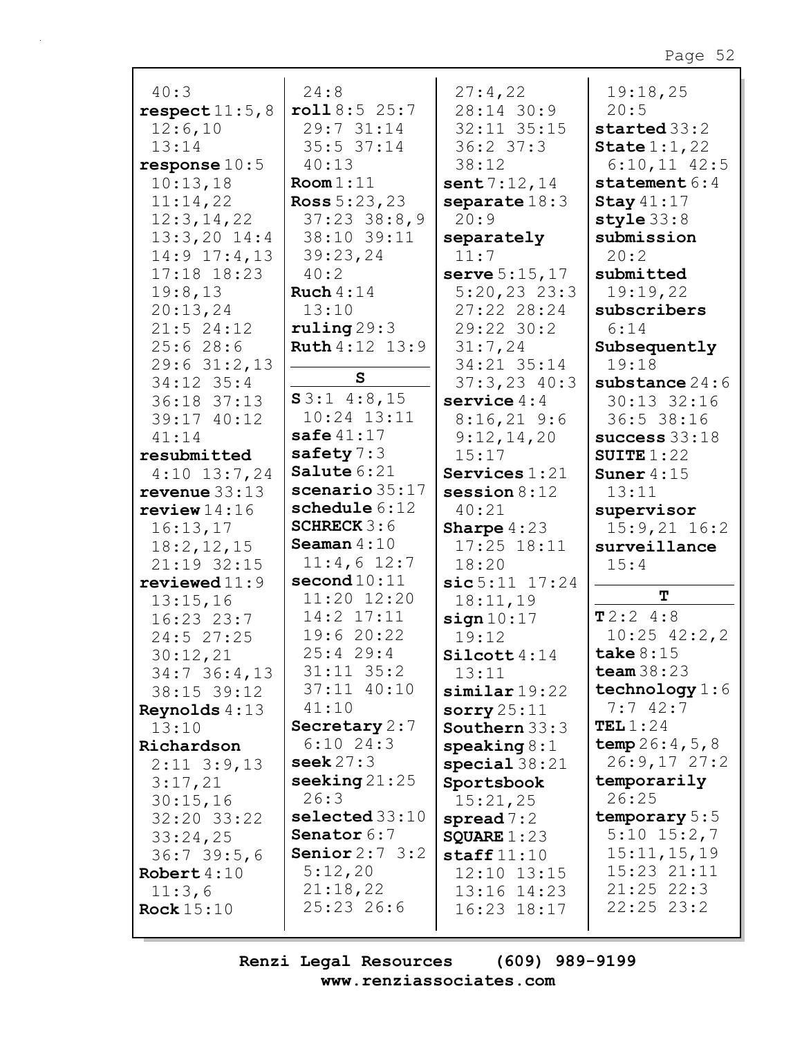40:3
**respect** 11:5,8 12:6,10 13:14
**response** 10:5 10:13,18 11:14,22 12:3,14,22 13:3,20 14:4 14:9 17:4,13 17:18 18:23 19:8,13 20:13,24 21:5 24:12 25:6 28:6 29:6 31:2,13 34:12 35:4 36:18 37:13 39:17 40:12 41:14
**resubmitted** 4:10 13:7,24
**revenue** 33:13
**review** 14:16 16:13,17 18:2,12,15 21:19 32:15
**reviewed** 11:9 13:15,16 16:23 23:7 24:5 27:25 30:12,21 34:7 36:4,13 38:15 39:12
**Reynolds** 4:13 13:10
**Richardson** 2:11 3:9,13 3:17,21 30:15,16 32:20 33:22 33:24,25 36:7 39:5,6
**Robert** 4:10 11:3,6
**Rock** 15:10

24:8
**roll** 8:5 25:7 29:7 31:14 35:5 37:14 40:13
**Room** 1:11
**Ross** 5:23,23 37:23 38:8,9 38:10 39:11 39:23,24 40:2
**Ruch** 4:14 13:10
**ruling** 29:3
**Ruth** 4:12 13:9

## S

**S** 3:1 4:8,15 10:24 13:11
**safe** 41:17
**safety** 7:3
**Salute** 6:21
**scenario** 35:17
**schedule** 6:12
**SCHRECK** 3:6
**Seaman** 4:10 11:4,6 12:7
**second** 10:11 11:20 12:20 14:2 17:11 19:6 20:22 25:4 29:4 31:11 35:2 37:11 40:10 41:10
**Secretary** 2:7 6:10 24:3
**seek** 27:3
**seeking** 21:25 26:3
**selected** 33:10
**Senator** 6:7
**Senior** 2:7 3:2 5:12,20 21:18,22 25:23 26:6

27:4,22 28:14 30:9 32:11 35:15 36:2 37:3 38:12
**sent** 7:12,14
**separate** 18:3 20:9
**separately** 11:7
**serve** 5:15,17 5:20,23 23:3 27:22 28:24 29:22 30:2 31:7,24 34:21 35:14 37:3,23 40:3
**service** 4:4 8:16,21 9:6 9:12,14,20 15:17
**Services** 1:21
**session** 8:12 40:21
**Sharpe** 4:23 17:25 18:11 18:20
**sic** 5:11 17:24 18:11,19
**sign** 10:17 19:12
**Silcott** 4:14 13:11
**similar** 19:22
**sorry** 25:11
**Southern** 33:3
**speaking** 8:1
**special** 38:21
**Sportsbook** 15:21,25
**spread** 7:2
**SQUARE** 1:23
**staff** 11:10 12:10 13:15 13:16 14:23 16:23 18:17

19:18,25 20:5
**started** 33:2
**State** 1:1,22 6:10,11 42:5
**statement** 6:4
**Stay** 41:17
**style** 33:8
**submission** 20:2
**submitted** 19:19,22
**subscribers** 6:14
**Subsequently** 19:18
**substance** 24:6 30:13 32:16 36:5 38:16
**success** 33:18
**SUITE** 1:22
**Suner** 4:15 13:11
**supervisor** 15:9,21 16:2
**surveillance** 15:4

## T

**T** 2:2 4:8 10:25 42:2,2
**take** 8:15
**team** 38:23
**technology** 1:6 7:7 42:7
**TEL** 1:24
**temp** 26:4,5,8 26:9,17 27:2
**temporarily** 26:25
**temporary** 5:5 5:10 15:2,7 15:11,15,19 15:23 21:11 21:25 22:3 22:25 23:2

Renzi Legal Resources (609) 989-9199
www.renziassociates.com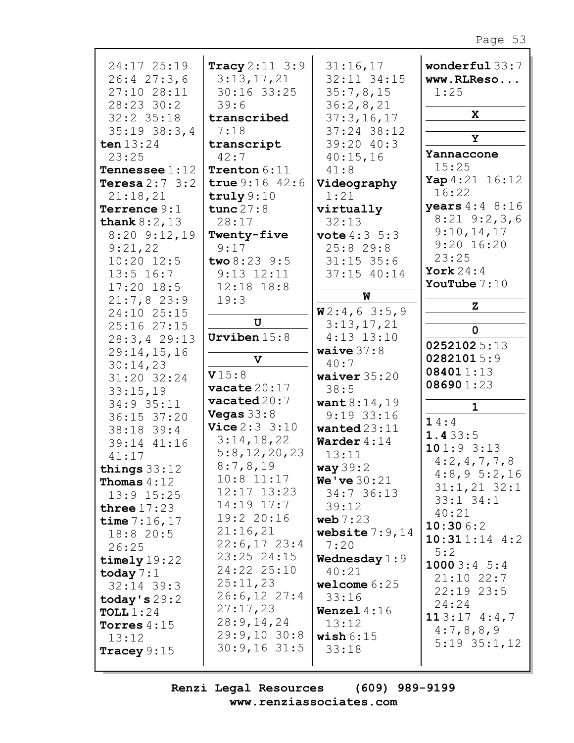24:17 25:19
26:4 27:3,6
27:10 28:11
28:23 30:2
32:2 35:18
35:19 38:3,4

**ten** 13:24
23:25

**Tennessee** 1:12

**Teresa** 2:7 3:2
21:18,21

**Terrence** 9:1

**thank** 8:2,13
8:20 9:12,19
9:21,22
10:20 12:5
13:5 16:7
17:20 18:5
21:7,8 23:9
24:10 25:15
25:16 27:15
28:3,4 29:13
29:14,15,16
30:14,23
31:20 32:24
33:15,19
34:9 35:11
36:15 37:20
38:18 39:4
39:14 41:16
41:17

**things** 33:12

**Thomas** 4:12
13:9 15:25

**three** 17:23

**time** 7:16,17
18:8 20:5
26:25

**timely** 19:22

**today** 7:1
32:14 39:3

**today's** 29:2

**TOLL** 1:24

**Torres** 4:15
13:12

**Tracey** 9:15

**Tracy** 2:11 3:9
3:13,17,21
30:16 33:25
39:6

**transcribed**
7:18

**transcript**
42:7

**Trenton** 6:11

**true** 9:16 42:6

**truly** 9:10

**tunc** 27:8
28:17

**Twenty-five**
9:17

**two** 8:23 9:5
9:13 12:11
12:18 18:8
19:3

**U**

**Urviben** 15:8

**V**

**V** 15:8

**vacate** 20:17

**vacated** 20:7

**Vegas** 33:8

**Vice** 2:3 3:10
3:14,18,22
5:8,12,20,23
8:7,8,19
10:8 11:17
12:17 13:23
14:19 17:7
19:2 20:16
21:16,21
22:6,17 23:4
23:25 24:15
24:22 25:10
25:11,23
26:6,12 27:4
27:17,23
28:9,14,24
29:9,10 30:8
30:9,16 31:5
31:16,17
32:11 34:15
35:7,8,15
36:2,8,21
37:3,16,17
37:24 38:12
39:20 40:3
40:15,16
41:8

**Videography**
1:21

**virtually**
32:13

**vote** 4:3 5:3
25:8 29:8
31:15 35:6
37:15 40:14

**W**

**W** 2:4,6 3:5,9
3:13,17,21
4:13 13:10

**waive** 37:8
40:7

**waiver** 35:20
38:5

**want** 8:14,19
9:19 33:16

**wanted** 23:11

**Warder** 4:14
13:11

**way** 39:2

**We've** 30:21
34:7 36:13
39:12

**web** 7:23

**website** 7:9,14
7:20

**Wednesday** 1:9
40:21

**welcome** 6:25
33:16

**Wenzel** 4:16
13:12

**wish** 6:15
33:18

**wonderful** 33:7

**www.RLReso...**
1:25

**X**

**Y**

**Yannaccone**
15:25

**Yap** 4:21 16:12
16:22

**years** 4:4 8:16
8:21 9:2,3,6
9:10,14,17
9:20 16:20
23:25

**York** 24:4

**YouTube** 7:10

**Z**

**0**

**0252102** 5:13

**0282101** 5:9

**08401** 1:13

**08690** 1:23

**1**

**1** 4:4

**1.4** 33:5

**10** 1:9 3:13
4:2,4,7,7,8
4:8,9 5:2,16
31:1,21 32:1
33:1 34:1
40:21

**10:30** 6:2

**10:31** 1:14 4:2
5:2

**1000** 3:4 5:4
21:10 22:7
22:19 23:5
24:24

**11** 3:17 4:4,7
4:7,8,8,9
5:19 35:1,12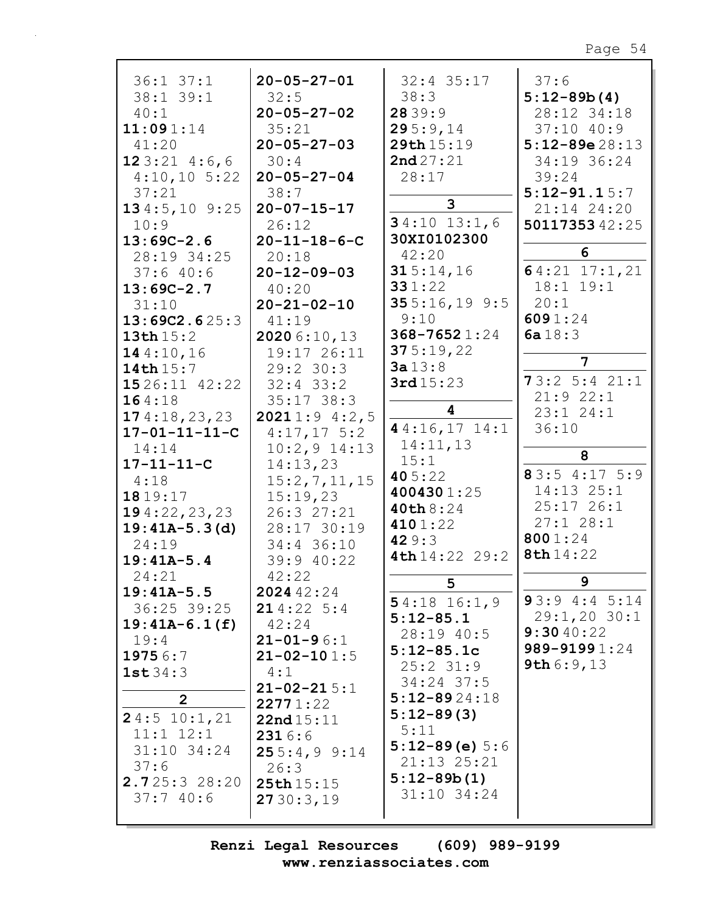36:1 37:1 38:1 39:1 40:1
**11:09** 1:14 41:20
**12** 3:21 4:6,6 4:10,10 5:22 37:21
**13** 4:5,10 9:25 10:9
**13:69C-2.6** 28:19 34:25 37:6 40:6
**13:69C-2.7** 31:10
**13:69C2.6** 25:3
**13th** 15:2
**14** 4:10,16
**14th** 15:7
**15** 26:11 42:22
**16** 4:18
**17** 4:18,23,23
**17-01-11-11-C** 14:14
**17-11-11-C** 4:18
**18** 19:17
**19** 4:22,23,23
**19:41A-5.3(d)** 24:19
**19:41A-5.4** 24:21
**19:41A-5.5** 36:25 39:25
**19:41A-6.1(f)** 19:4
**1975** 6:7
**1st** 34:3

## 2

**2** 4:5 10:1,21 11:1 12:1 31:10 34:24 37:6
**2.7** 25:3 28:20 37:7 40:6
**20-05-27-01** 32:5
**20-05-27-02** 35:21
**20-05-27-03** 30:4
**20-05-27-04** 38:7
**20-07-15-17** 26:12
**20-11-18-6-C** 20:18
**20-12-09-03** 40:20
**20-21-02-10** 41:19
**2020** 6:10,13 19:17 26:11 29:2 30:3 32:4 33:2 35:17 38:3
**2021** 1:9 4:2,5 4:17,17 5:2 10:2,9 14:13 14:13,23 15:2,7,11,15 15:19,23 26:3 27:21 28:17 30:19 34:4 36:10 39:9 40:22 42:22
**2024** 42:24
**21** 4:22 5:4 42:24
**21-01-9** 6:1
**21-02-10** 1:5 4:1
**21-02-21** 5:1
**2277** 1:22
**22nd** 15:11
**231** 6:6
**25** 5:4,9 9:14 26:3
**25th** 15:15
**27** 30:3,19 32:4 35:17 38:3
**28** 39:9
**29** 5:9,14
**29th** 15:19
**2nd** 27:21 28:17

## 3

**3** 4:10 13:1,6
**30XI0102300** 42:20
**31** 5:14,16
**33** 1:22
**35** 5:16,19 9:5 9:10
**368-7652** 1:24
**37** 5:19,22
**3a** 13:8
**3rd** 15:23

## 4

**4** 4:16,17 14:1 14:11,13 15:1
**40** 5:22
**400430** 1:25
**40th** 8:24
**410** 1:22
**42** 9:3
**4th** 14:22 29:2

## 5

**5** 4:18 16:1,9
**5:12-85.1** 28:19 40:5
**5:12-85.1c** 25:2 31:9 34:24 37:5
**5:12-89** 24:18
**5:12-89(3)** 5:11
**5:12-89(e)** 5:6 21:13 25:21
**5:12-89b(1)** 31:10 34:24 37:6
**5:12-89b(4)** 28:12 34:18 37:10 40:9
**5:12-89e** 28:13 34:19 36:24 39:24
**5:12-91.1** 5:7 21:14 24:20
**50117353** 42:25

## 6

**6** 4:21 17:1,21 18:1 19:1 20:1
**609** 1:24
**6a** 18:3

## 7

**7** 3:2 5:4 21:1 21:9 22:1 23:1 24:1 36:10

## 8

**8** 3:5 4:17 5:9 14:13 25:1 25:17 26:1 27:1 28:1
**800** 1:24
**8th** 14:22

## 9

**9** 3:9 4:4 5:14 29:1,20 30:1
**9:30** 40:22
**989-9199** 1:24
**9th** 6:9,13